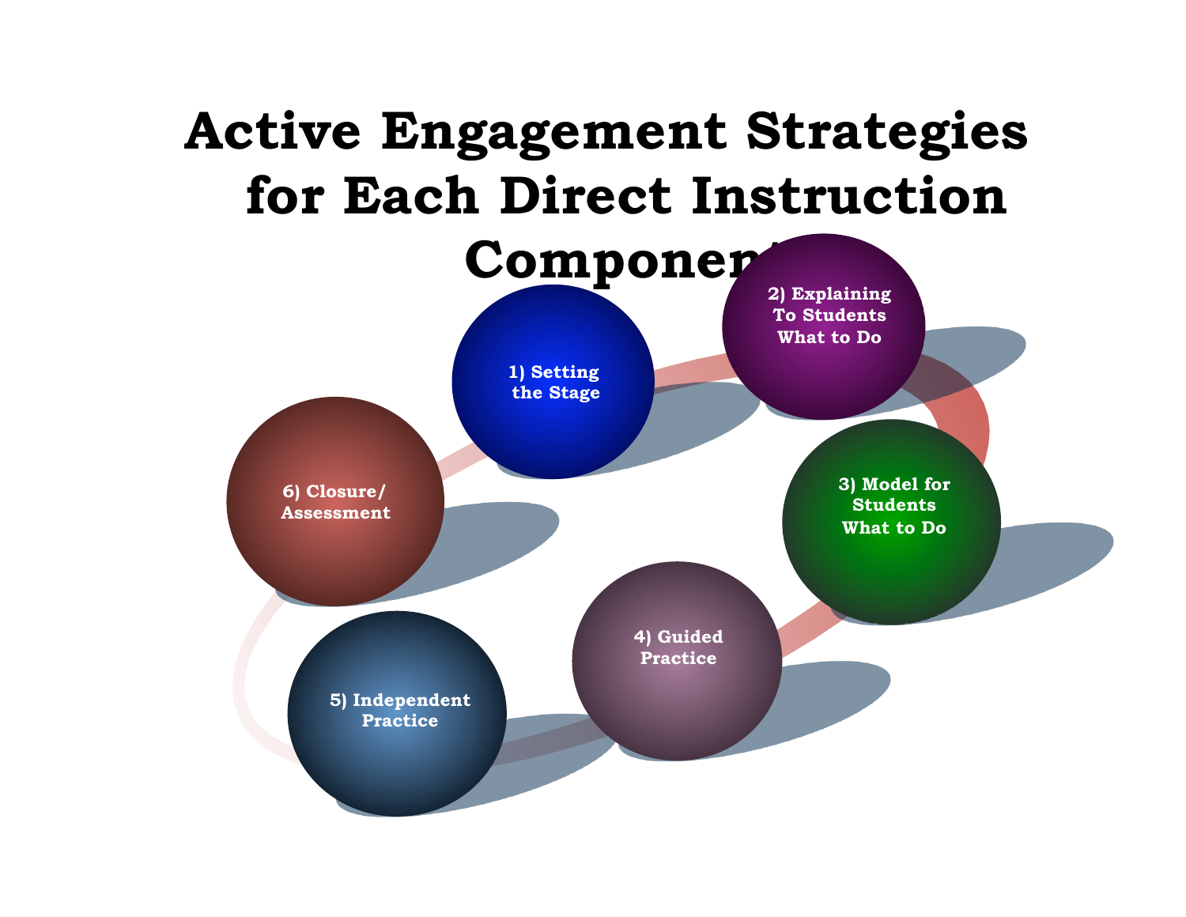# Active Engagement Strategies for Each Direct Instruction Components

1) Setting the Stage

2) Explaining To Students What to Do

3) Model for Students What to Do

4) Guided Practice

5) Independent Practice

6) Closure/ Assessment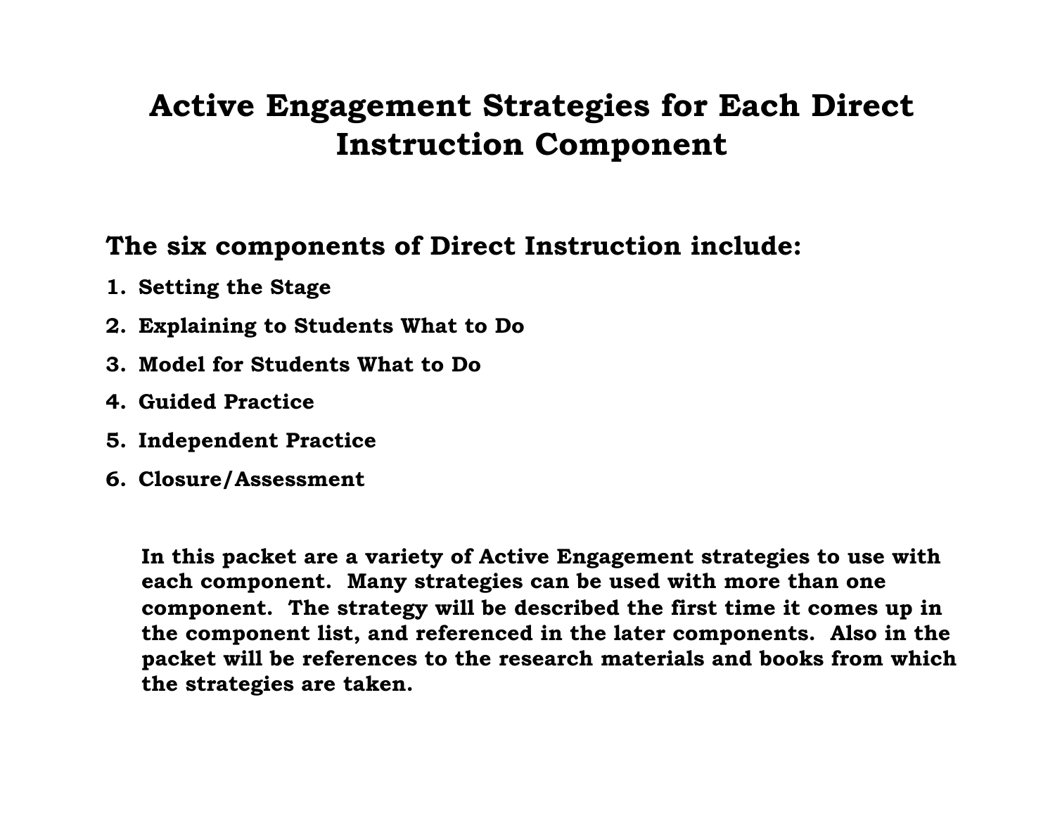# Active Engagement Strategies for Each Direct Instruction Component

## The six components of Direct Instruction include:

1. **Setting the Stage**
2. **Explaining to Students What to Do**
3. **Model for Students What to Do**
4. **Guided Practice**
5. **Independent Practice**
6. **Closure/Assessment**

**In this packet are a variety of Active Engagement strategies to use with each component. Many strategies can be used with more than one component. The strategy will be described the first time it comes up in the component list, and referenced in the later components. Also in the packet will be references to the research materials and books from which the strategies are taken.**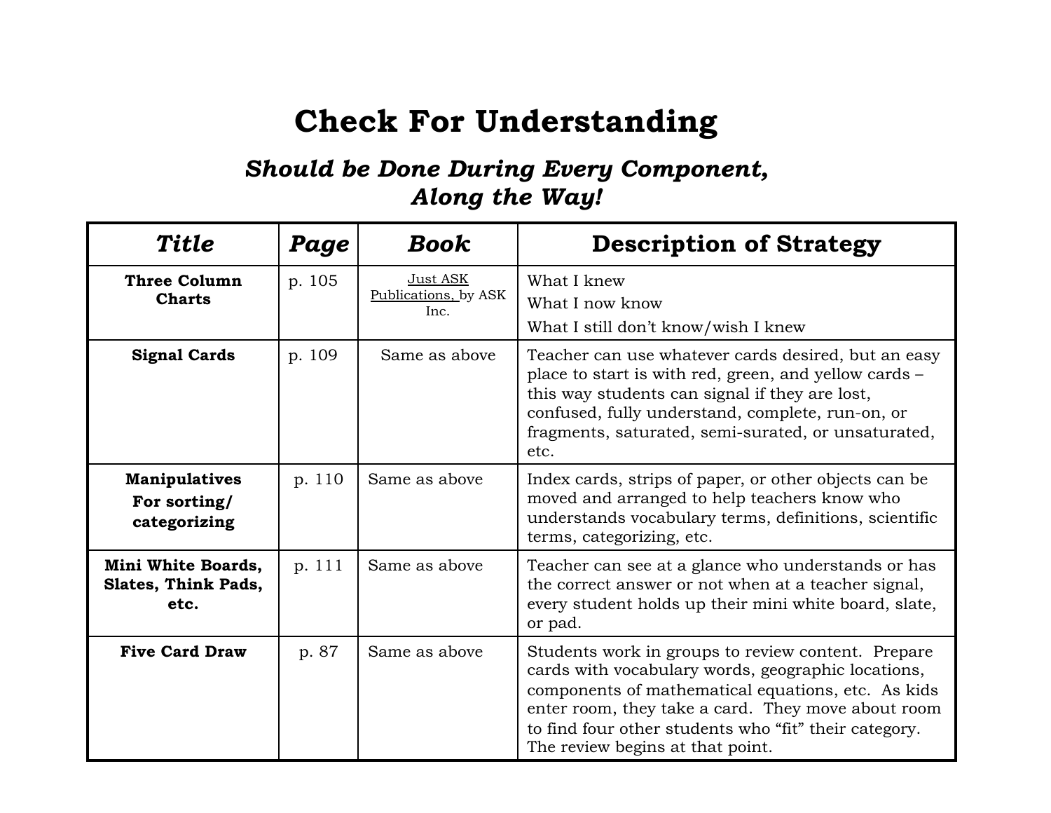# Check For Understanding

## *Should be Done During Every Component, Along the Way!*

| *Title* | *Page* | *Book* | Description of Strategy |
|---|---|---|---|
| **Three Column Charts** | p. 105 | Just ASK Publications, by ASK Inc. | What I knew<br>What I now know<br>What I still don't know/wish I knew |
| **Signal Cards** | p. 109 | Same as above | Teacher can use whatever cards desired, but an easy place to start is with red, green, and yellow cards – this way students can signal if they are lost, confused, fully understand, complete, run-on, or fragments, saturated, semi-surated, or unsaturated, etc. |
| **Manipulatives For sorting/ categorizing** | p. 110 | Same as above | Index cards, strips of paper, or other objects can be moved and arranged to help teachers know who understands vocabulary terms, definitions, scientific terms, categorizing, etc. |
| **Mini White Boards, Slates, Think Pads, etc.** | p. 111 | Same as above | Teacher can see at a glance who understands or has the correct answer or not when at a teacher signal, every student holds up their mini white board, slate, or pad. |
| **Five Card Draw** | p. 87 | Same as above | Students work in groups to review content. Prepare cards with vocabulary words, geographic locations, components of mathematical equations, etc. As kids enter room, they take a card. They move about room to find four other students who "fit" their category. The review begins at that point. |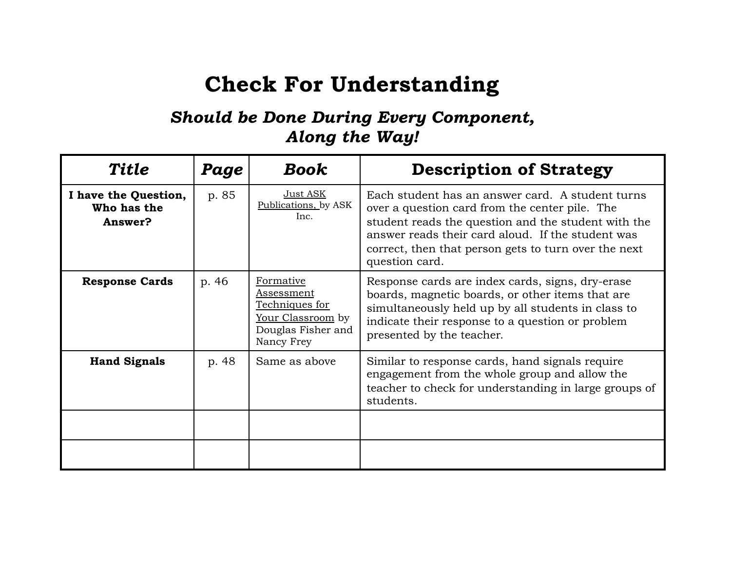# Check For Understanding

### *Should be Done During Every Component, Along the Way!*

| *Title* | *Page* | *Book* | Description of Strategy |
|---|---|---|---|
| **I have the Question, Who has the Answer?** | p. 85 | Just ASK Publications, by ASK Inc. | Each student has an answer card. A student turns over a question card from the center pile. The student reads the question and the student with the answer reads their card aloud. If the student was correct, then that person gets to turn over the next question card. |
| **Response Cards** | p. 46 | Formative Assessment Techniques for Your Classroom by Douglas Fisher and Nancy Frey | Response cards are index cards, signs, dry-erase boards, magnetic boards, or other items that are simultaneously held up by all students in class to indicate their response to a question or problem presented by the teacher. |
| **Hand Signals** | p. 48 | Same as above | Similar to response cards, hand signals require engagement from the whole group and allow the teacher to check for understanding in large groups of students. |
| | | | |
| | | | |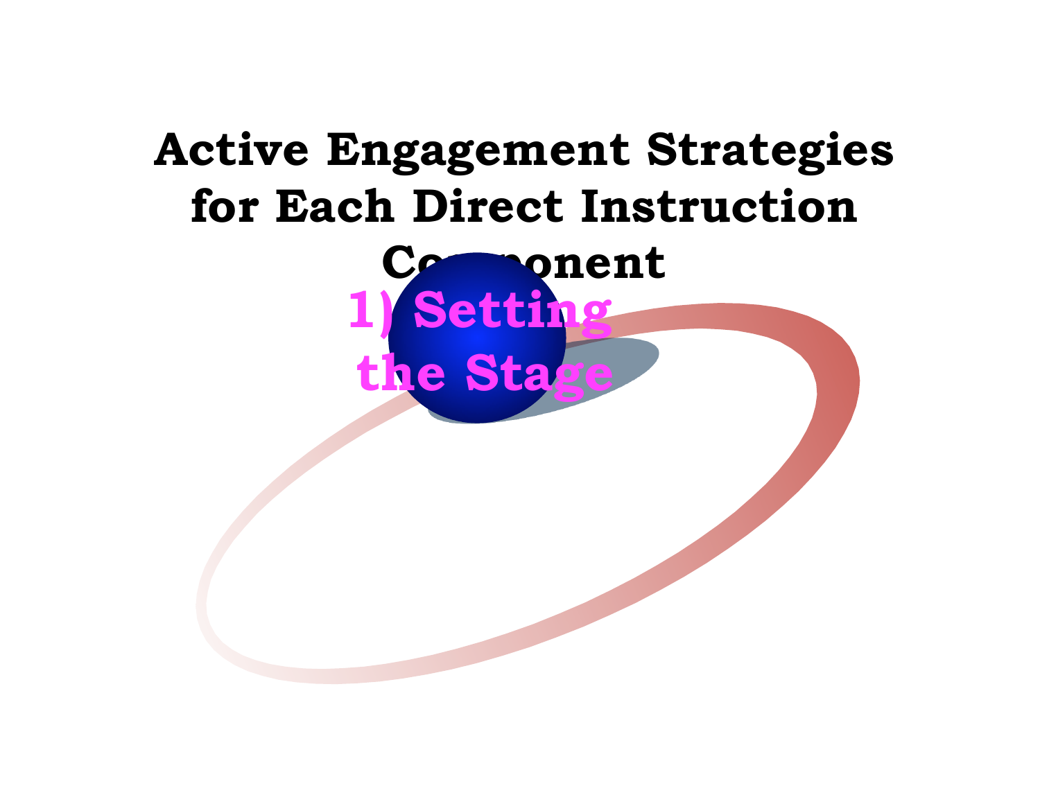# Active Engagement Strategies for Each Direct Instruction Component

## 1) Setting the Stage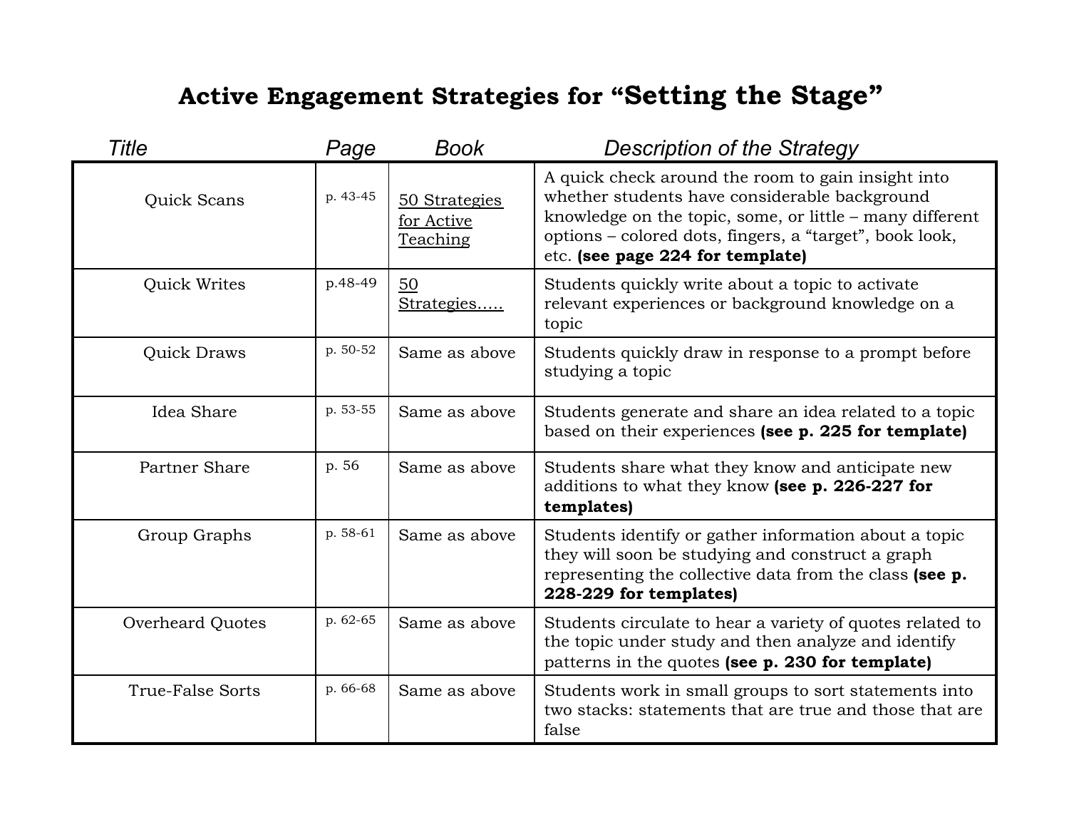# Active Engagement Strategies for "Setting the Stage"

| Title | Page | Book | Description of the Strategy |
|---|---|---|---|
| Quick Scans | p. 43-45 | 50 Strategies for Active Teaching | A quick check around the room to gain insight into whether students have considerable background knowledge on the topic, some, or little – many different options – colored dots, fingers, a "target", book look, etc. **(see page 224 for template)** |
| Quick Writes | p.48-49 | 50 Strategies….. | Students quickly write about a topic to activate relevant experiences or background knowledge on a topic |
| Quick Draws | p. 50-52 | Same as above | Students quickly draw in response to a prompt before studying a topic |
| Idea Share | p. 53-55 | Same as above | Students generate and share an idea related to a topic based on their experiences **(see p. 225 for template)** |
| Partner Share | p. 56 | Same as above | Students share what they know and anticipate new additions to what they know **(see p. 226-227 for templates)** |
| Group Graphs | p. 58-61 | Same as above | Students identify or gather information about a topic they will soon be studying and construct a graph representing the collective data from the class **(see p. 228-229 for templates)** |
| Overheard Quotes | p. 62-65 | Same as above | Students circulate to hear a variety of quotes related to the topic under study and then analyze and identify patterns in the quotes **(see p. 230 for template)** |
| True-False Sorts | p. 66-68 | Same as above | Students work in small groups to sort statements into two stacks: statements that are true and those that are false |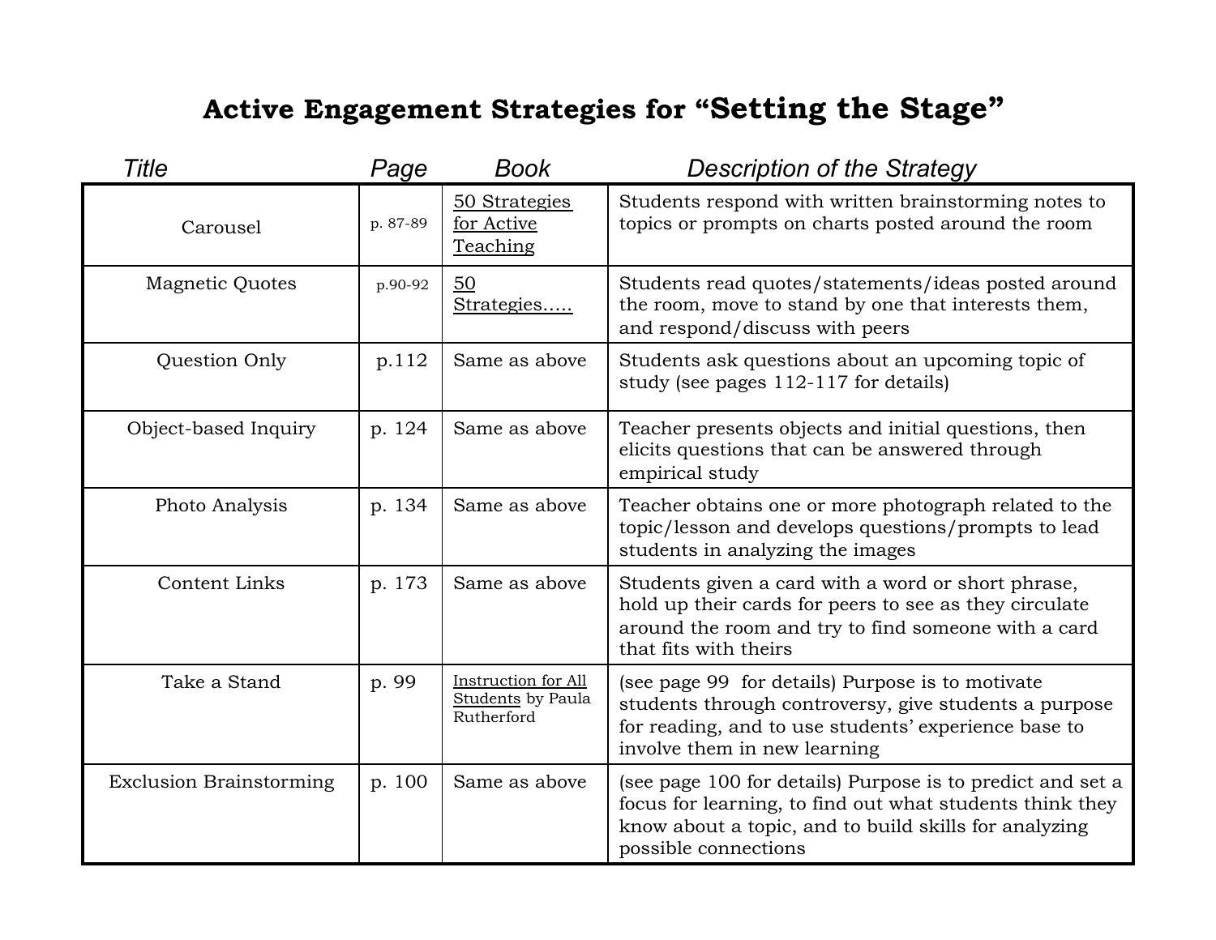# Active Engagement Strategies for "Setting the Stage"

| *Title* | *Page* | *Book* | *Description of the Strategy* |
|---|---|---|---|
| Carousel | p. 87-89 | 50 Strategies for Active Teaching | Students respond with written brainstorming notes to topics or prompts on charts posted around the room |
| Magnetic Quotes | p.90-92 | 50 Strategies….. | Students read quotes/statements/ideas posted around the room, move to stand by one that interests them, and respond/discuss with peers |
| Question Only | p.112 | Same as above | Students ask questions about an upcoming topic of study (see pages 112-117 for details) |
| Object-based Inquiry | p. 124 | Same as above | Teacher presents objects and initial questions, then elicits questions that can be answered through empirical study |
| Photo Analysis | p. 134 | Same as above | Teacher obtains one or more photograph related to the topic/lesson and develops questions/prompts to lead students in analyzing the images |
| Content Links | p. 173 | Same as above | Students given a card with a word or short phrase, hold up their cards for peers to see as they circulate around the room and try to find someone with a card that fits with theirs |
| Take a Stand | p. 99 | Instruction for All Students by Paula Rutherford | (see page 99 for details) Purpose is to motivate students through controversy, give students a purpose for reading, and to use students' experience base to involve them in new learning |
| Exclusion Brainstorming | p. 100 | Same as above | (see page 100 for details) Purpose is to predict and set a focus for learning, to find out what students think they know about a topic, and to build skills for analyzing possible connections |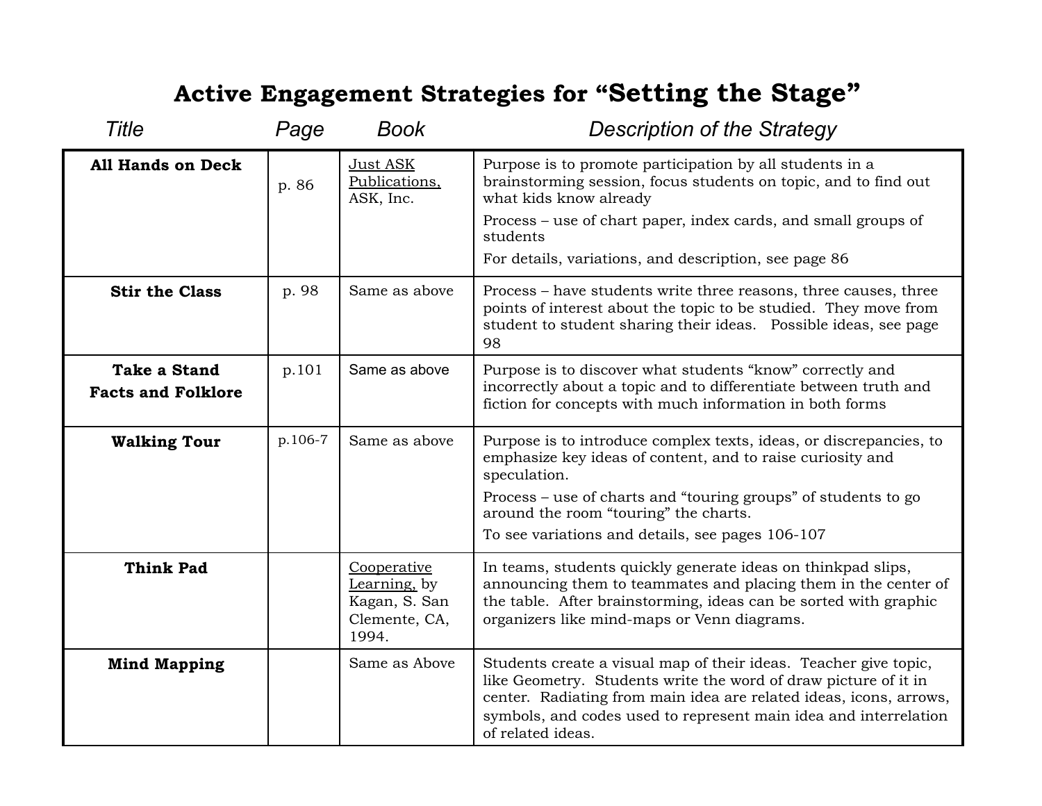# Active Engagement Strategies for "Setting the Stage"

| Title | Page | Book | Description of the Strategy |
|---|---|---|---|
| **All Hands on Deck** | p. 86 | Just ASK Publications, ASK, Inc. | Purpose is to promote participation by all students in a brainstorming session, focus students on topic, and to find out what kids know already<br>Process – use of chart paper, index cards, and small groups of students<br>For details, variations, and description, see page 86 |
| **Stir the Class** | p. 98 | Same as above | Process – have students write three reasons, three causes, three points of interest about the topic to be studied. They move from student to student sharing their ideas. Possible ideas, see page 98 |
| **Take a Stand Facts and Folklore** | p.101 | Same as above | Purpose is to discover what students "know" correctly and incorrectly about a topic and to differentiate between truth and fiction for concepts with much information in both forms |
| **Walking Tour** | p.106-7 | Same as above | Purpose is to introduce complex texts, ideas, or discrepancies, to emphasize key ideas of content, and to raise curiosity and speculation.<br>Process – use of charts and "touring groups" of students to go around the room "touring" the charts.<br>To see variations and details, see pages 106-107 |
| **Think Pad** | | Cooperative Learning, by Kagan, S. San Clemente, CA, 1994. | In teams, students quickly generate ideas on thinkpad slips, announcing them to teammates and placing them in the center of the table. After brainstorming, ideas can be sorted with graphic organizers like mind-maps or Venn diagrams. |
| **Mind Mapping** | | Same as Above | Students create a visual map of their ideas. Teacher give topic, like Geometry. Students write the word of draw picture of it in center. Radiating from main idea are related ideas, icons, arrows, symbols, and codes used to represent main idea and interrelation of related ideas. |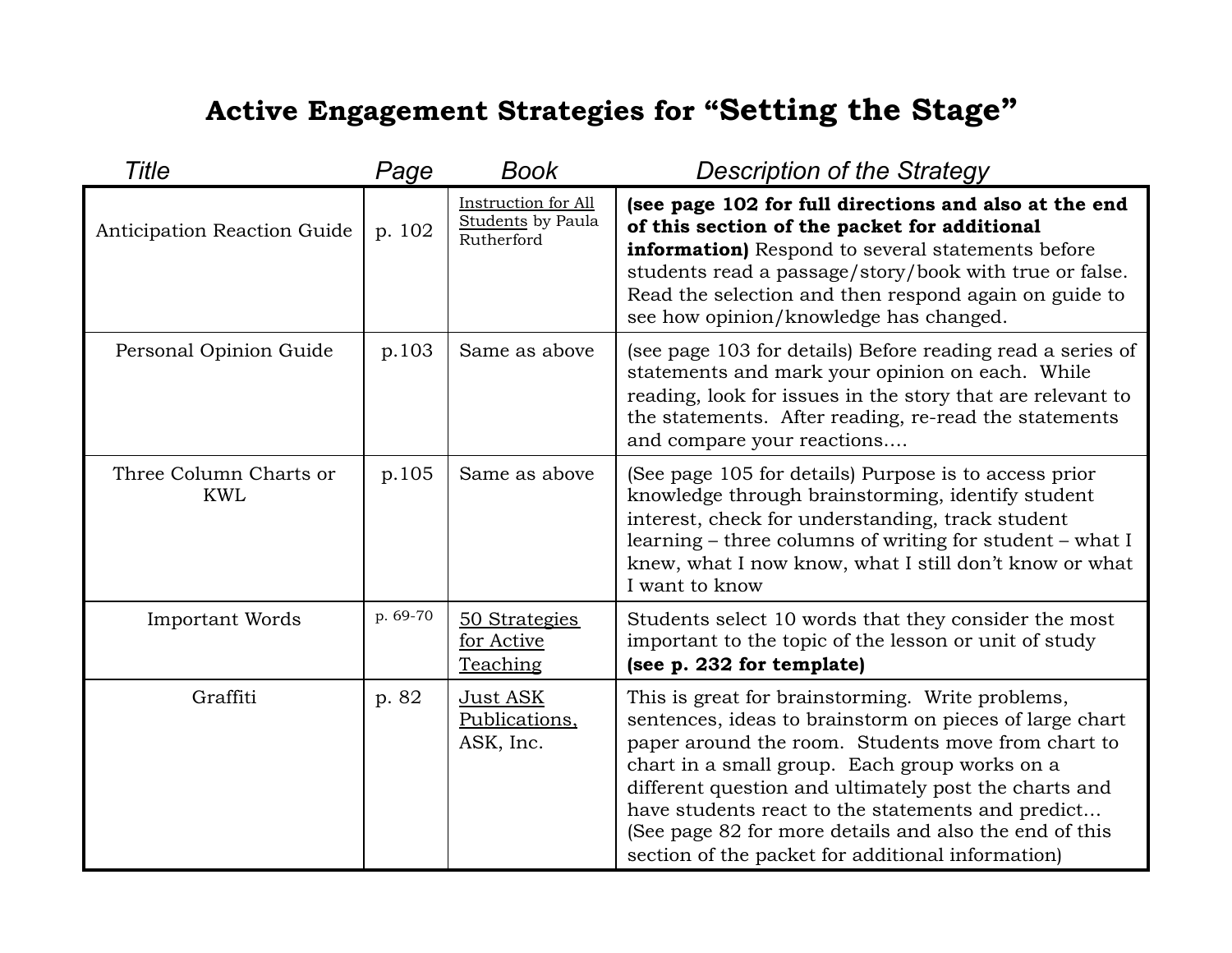# Active Engagement Strategies for "Setting the Stage"

| Title | Page | Book | Description of the Strategy |
|---|---|---|---|
| Anticipation Reaction Guide | p. 102 | Instruction for All Students by Paula Rutherford | **(see page 102 for full directions and also at the end of this section of the packet for additional information)** Respond to several statements before students read a passage/story/book with true or false. Read the selection and then respond again on guide to see how opinion/knowledge has changed. |
| Personal Opinion Guide | p.103 | Same as above | (see page 103 for details) Before reading read a series of statements and mark your opinion on each. While reading, look for issues in the story that are relevant to the statements. After reading, re-read the statements and compare your reactions…. |
| Three Column Charts or KWL | p.105 | Same as above | (See page 105 for details) Purpose is to access prior knowledge through brainstorming, identify student interest, check for understanding, track student learning – three columns of writing for student – what I knew, what I now know, what I still don't know or what I want to know |
| Important Words | p. 69-70 | 50 Strategies for Active Teaching | Students select 10 words that they consider the most important to the topic of the lesson or unit of study **(see p. 232 for template)** |
| Graffiti | p. 82 | Just ASK Publications, ASK, Inc. | This is great for brainstorming. Write problems, sentences, ideas to brainstorm on pieces of large chart paper around the room. Students move from chart to chart in a small group. Each group works on a different question and ultimately post the charts and have students react to the statements and predict… (See page 82 for more details and also the end of this section of the packet for additional information) |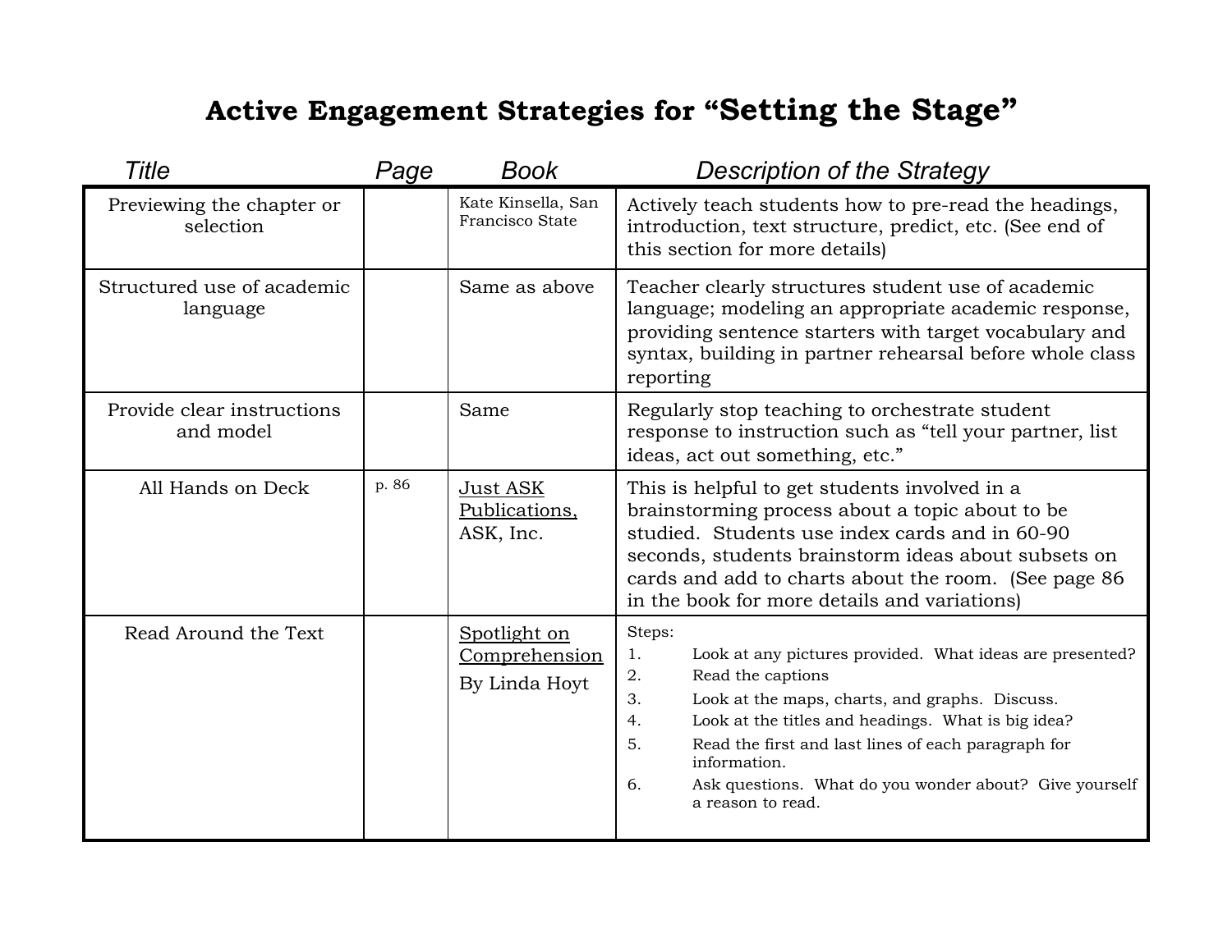# Active Engagement Strategies for "Setting the Stage"

| *Title* | *Page* | *Book* | *Description of the Strategy* |
|---|---|---|---|
| Previewing the chapter or selection | | Kate Kinsella, San Francisco State | Actively teach students how to pre-read the headings, introduction, text structure, predict, etc. (See end of this section for more details) |
| Structured use of academic language | | Same as above | Teacher clearly structures student use of academic language; modeling an appropriate academic response, providing sentence starters with target vocabulary and syntax, building in partner rehearsal before whole class reporting |
| Provide clear instructions and model | | Same | Regularly stop teaching to orchestrate student response to instruction such as "tell your partner, list ideas, act out something, etc." |
| All Hands on Deck | p. 86 | Just ASK Publications, ASK, Inc. | This is helpful to get students involved in a brainstorming process about a topic about to be studied. Students use index cards and in 60-90 seconds, students brainstorm ideas about subsets on cards and add to charts about the room. (See page 86 in the book for more details and variations) |
| Read Around the Text | | Spotlight on Comprehension By Linda Hoyt | Steps:<br>1. Look at any pictures provided. What ideas are presented?<br>2. Read the captions<br>3. Look at the maps, charts, and graphs. Discuss.<br>4. Look at the titles and headings. What is big idea?<br>5. Read the first and last lines of each paragraph for information.<br>6. Ask questions. What do you wonder about? Give yourself a reason to read. |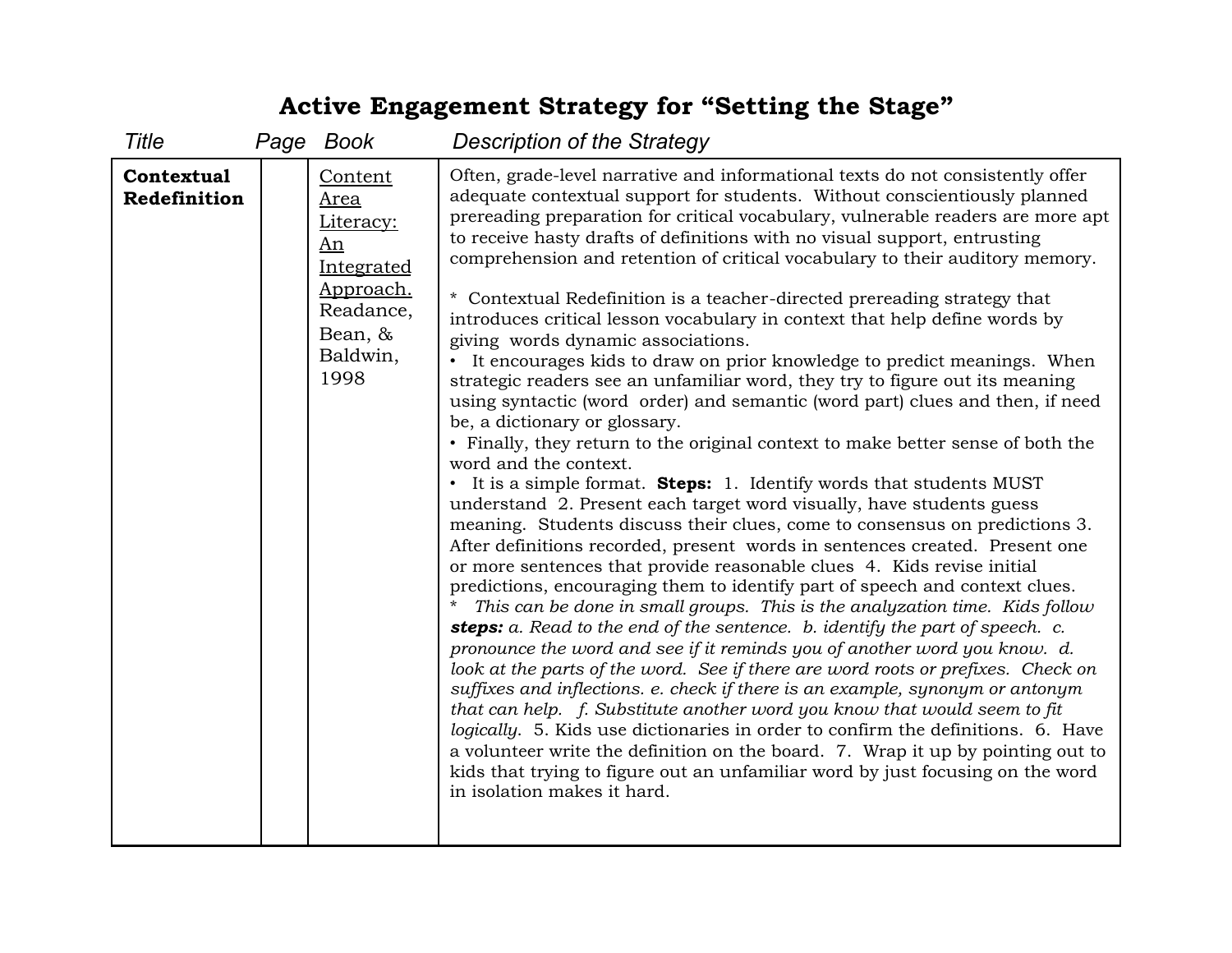# Active Engagement Strategy for "Setting the Stage"

| Title | Page | Book | Description of the Strategy |
|---|---|---|---|
| **Contextual Redefinition** | | Content Area Literacy: An Integrated Approach. Readance, Bean, & Baldwin, 1998 | Often, grade-level narrative and informational texts do not consistently offer adequate contextual support for students. Without conscientiously planned prereading preparation for critical vocabulary, vulnerable readers are more apt to receive hasty drafts of definitions with no visual support, entrusting comprehension and retention of critical vocabulary to their auditory memory.<br><br>* Contextual Redefinition is a teacher-directed prereading strategy that introduces critical lesson vocabulary in context that help define words by giving words dynamic associations.<br>• It encourages kids to draw on prior knowledge to predict meanings. When strategic readers see an unfamiliar word, they try to figure out its meaning using syntactic (word order) and semantic (word part) clues and then, if need be, a dictionary or glossary.<br>• Finally, they return to the original context to make better sense of both the word and the context.<br>• It is a simple format. **Steps:** 1. Identify words that students MUST understand 2. Present each target word visually, have students guess meaning. Students discuss their clues, come to consensus on predictions 3. After definitions recorded, present words in sentences created. Present one or more sentences that provide reasonable clues 4. Kids revise initial predictions, encouraging them to identify part of speech and context clues.<br>* *This can be done in small groups. This is the analyzation time. Kids follow* ***steps:*** *a. Read to the end of the sentence. b. identify the part of speech. c. pronounce the word and see if it reminds you of another word you know. d. look at the parts of the word. See if there are word roots or prefixes. Check on suffixes and inflections. e. check if there is an example, synonym or antonym that can help. f. Substitute another word you know that would seem to fit logically.* 5. Kids use dictionaries in order to confirm the definitions. 6. Have a volunteer write the definition on the board. 7. Wrap it up by pointing out to kids that trying to figure out an unfamiliar word by just focusing on the word in isolation makes it hard. |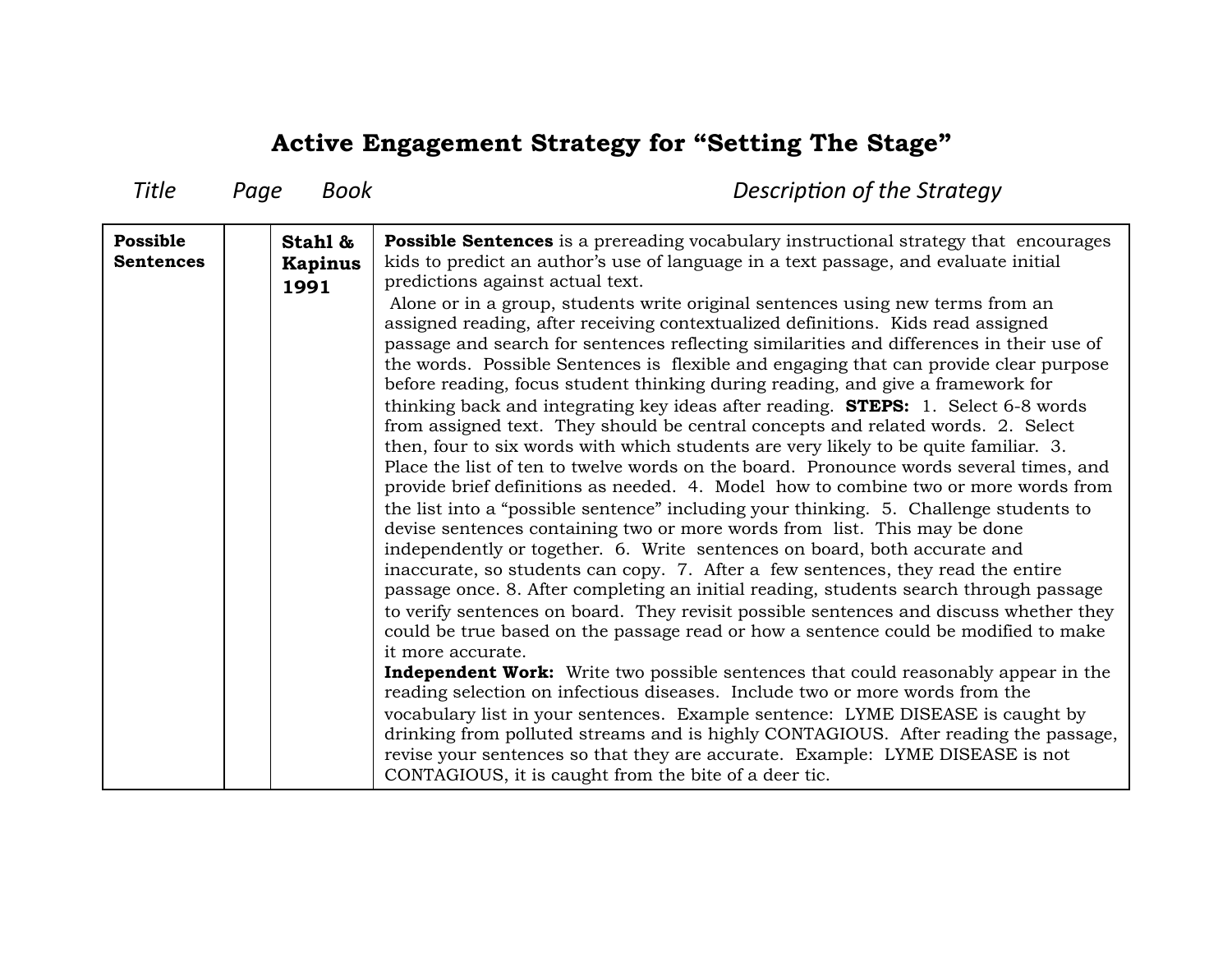# Active Engagement Strategy for "Setting The Stage"

| *Title* | *Page* | *Book* | *Description of the Strategy* |
|---|---|---|---|
| **Possible Sentences** | | **Stahl & Kapinus 1991** | **Possible Sentences** is a prereading vocabulary instructional strategy that encourages kids to predict an author's use of language in a text passage, and evaluate initial predictions against actual text. Alone or in a group, students write original sentences using new terms from an assigned reading, after receiving contextualized definitions. Kids read assigned passage and search for sentences reflecting similarities and differences in their use of the words. Possible Sentences is flexible and engaging that can provide clear purpose before reading, focus student thinking during reading, and give a framework for thinking back and integrating key ideas after reading. **STEPS:** 1. Select 6-8 words from assigned text. They should be central concepts and related words. 2. Select then, four to six words with which students are very likely to be quite familiar. 3. Place the list of ten to twelve words on the board. Pronounce words several times, and provide brief definitions as needed. 4. Model how to combine two or more words from the list into a "possible sentence" including your thinking. 5. Challenge students to devise sentences containing two or more words from list. This may be done independently or together. 6. Write sentences on board, both accurate and inaccurate, so students can copy. 7. After a few sentences, they read the entire passage once. 8. After completing an initial reading, students search through passage to verify sentences on board. They revisit possible sentences and discuss whether they could be true based on the passage read or how a sentence could be modified to make it more accurate. **Independent Work:** Write two possible sentences that could reasonably appear in the reading selection on infectious diseases. Include two or more words from the vocabulary list in your sentences. Example sentence: LYME DISEASE is caught by drinking from polluted streams and is highly CONTAGIOUS. After reading the passage, revise your sentences so that they are accurate. Example: LYME DISEASE is not CONTAGIOUS, it is caught from the bite of a deer tic. |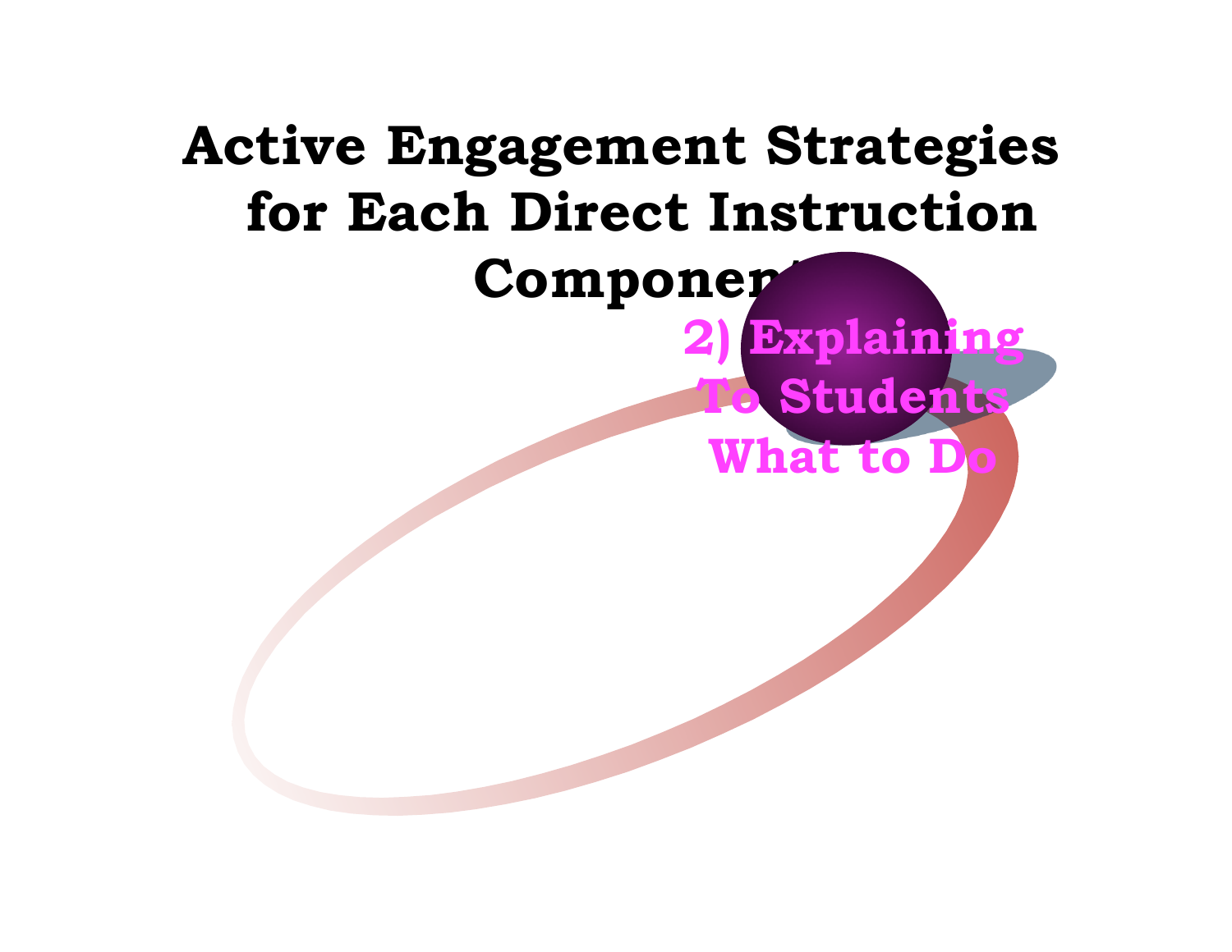# Active Engagement Strategies for Each Direct Instruction Component

2) Explaining To Students What to Do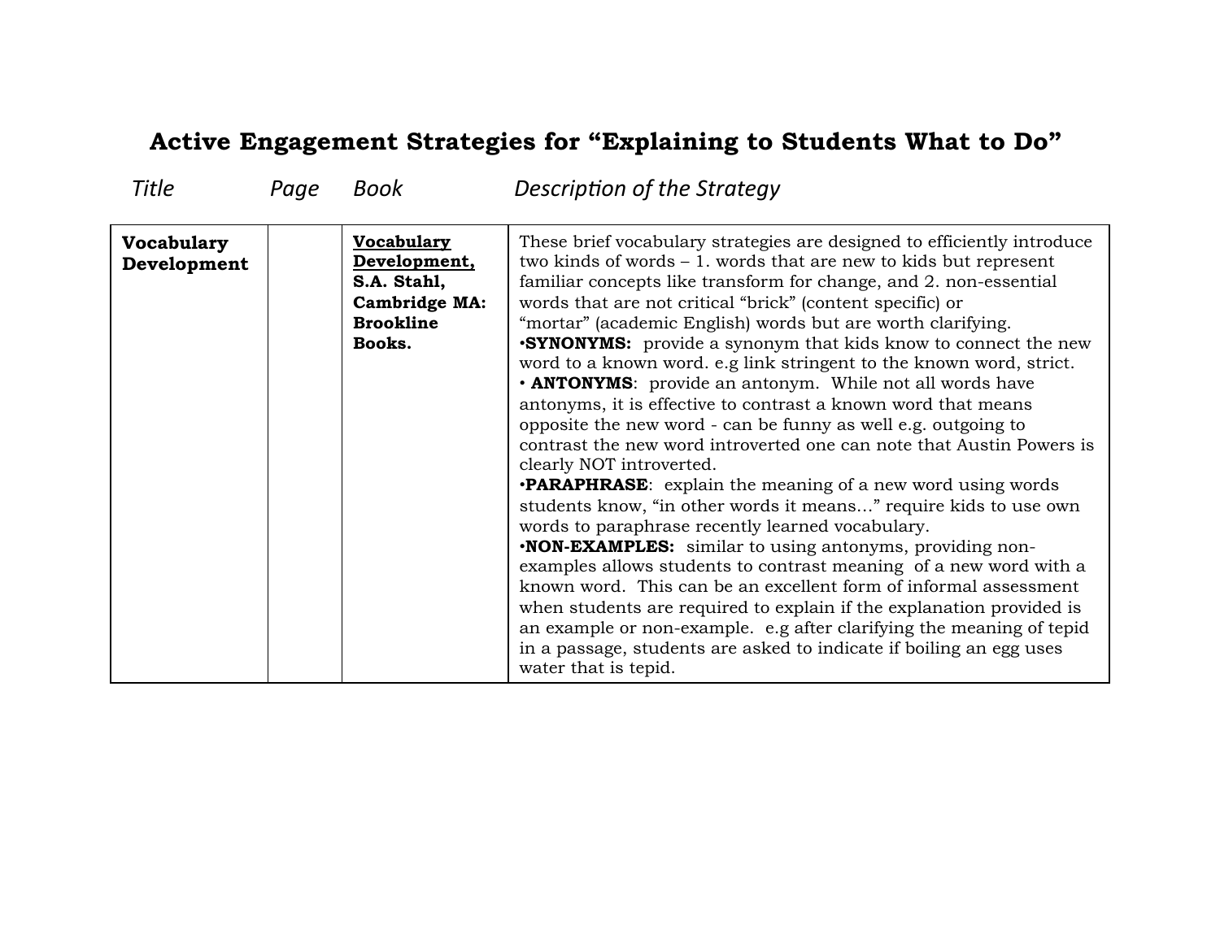# Active Engagement Strategies for "Explaining to Students What to Do"

| *Title* | *Page* | *Book* | *Description of the Strategy* |
|---|---|---|---|
| **Vocabulary Development** | | **<u>Vocabulary Development,</u> S.A. Stahl, Cambridge MA: Brookline Books.** | These brief vocabulary strategies are designed to efficiently introduce two kinds of words – 1. words that are new to kids but represent familiar concepts like transform for change, and 2. non-essential words that are not critical "brick" (content specific) or "mortar" (academic English) words but are worth clarifying.<br>•**SYNONYMS:** provide a synonym that kids know to connect the new word to a known word. e.g link stringent to the known word, strict.<br>• **ANTONYMS**: provide an antonym. While not all words have antonyms, it is effective to contrast a known word that means opposite the new word - can be funny as well e.g. outgoing to contrast the new word introverted one can note that Austin Powers is clearly NOT introverted.<br>•**PARAPHRASE**: explain the meaning of a new word using words students know, "in other words it means…" require kids to use own words to paraphrase recently learned vocabulary.<br>•**NON-EXAMPLES:** similar to using antonyms, providing non-examples allows students to contrast meaning of a new word with a known word. This can be an excellent form of informal assessment when students are required to explain if the explanation provided is an example or non-example. e.g after clarifying the meaning of tepid in a passage, students are asked to indicate if boiling an egg uses water that is tepid. |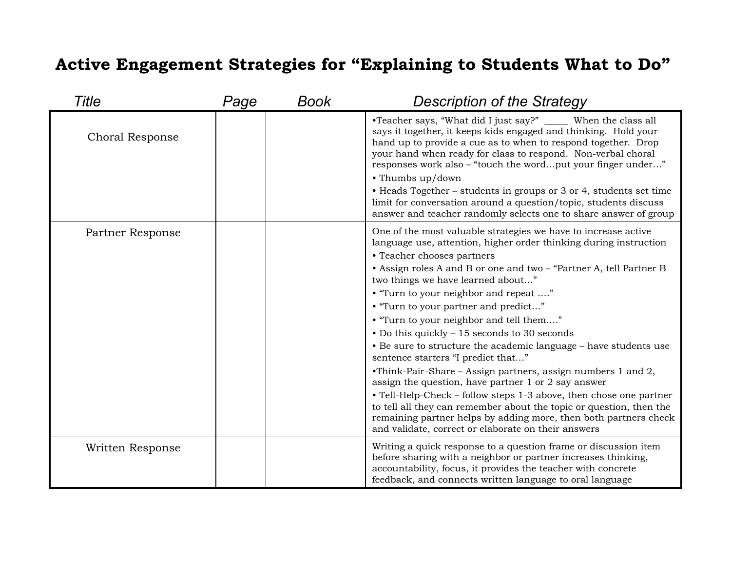# Active Engagement Strategies for "Explaining to Students What to Do"

| Title | Page | Book | Description of the Strategy |
|---|---|---|---|
| Choral Response | | | •Teacher says, "What did I just say?" _____ When the class all says it together, it keeps kids engaged and thinking. Hold your hand up to provide a cue as to when to respond together. Drop your hand when ready for class to respond. Non-verbal choral responses work also – "touch the word…put your finger under…"<br>• Thumbs up/down<br>• Heads Together – students in groups or 3 or 4, students set time limit for conversation around a question/topic, students discuss answer and teacher randomly selects one to share answer of group |
| Partner Response | | | One of the most valuable strategies we have to increase active language use, attention, higher order thinking during instruction<br>• Teacher chooses partners<br>• Assign roles A and B or one and two – "Partner A, tell Partner B two things we have learned about…"<br>• "Turn to your neighbor and repeat …."<br>• "Turn to your partner and predict…"<br>• "Turn to your neighbor and tell them…."<br>• Do this quickly – 15 seconds to 30 seconds<br>• Be sure to structure the academic language – have students use sentence starters "I predict that…"<br>•Think-Pair-Share – Assign partners, assign numbers 1 and 2, assign the question, have partner 1 or 2 say answer<br>• Tell-Help-Check – follow steps 1-3 above, then chose one partner to tell all they can remember about the topic or question, then the remaining partner helps by adding more, then both partners check and validate, correct or elaborate on their answers |
| Written Response | | | Writing a quick response to a question frame or discussion item before sharing with a neighbor or partner increases thinking, accountability, focus, it provides the teacher with concrete feedback, and connects written language to oral language |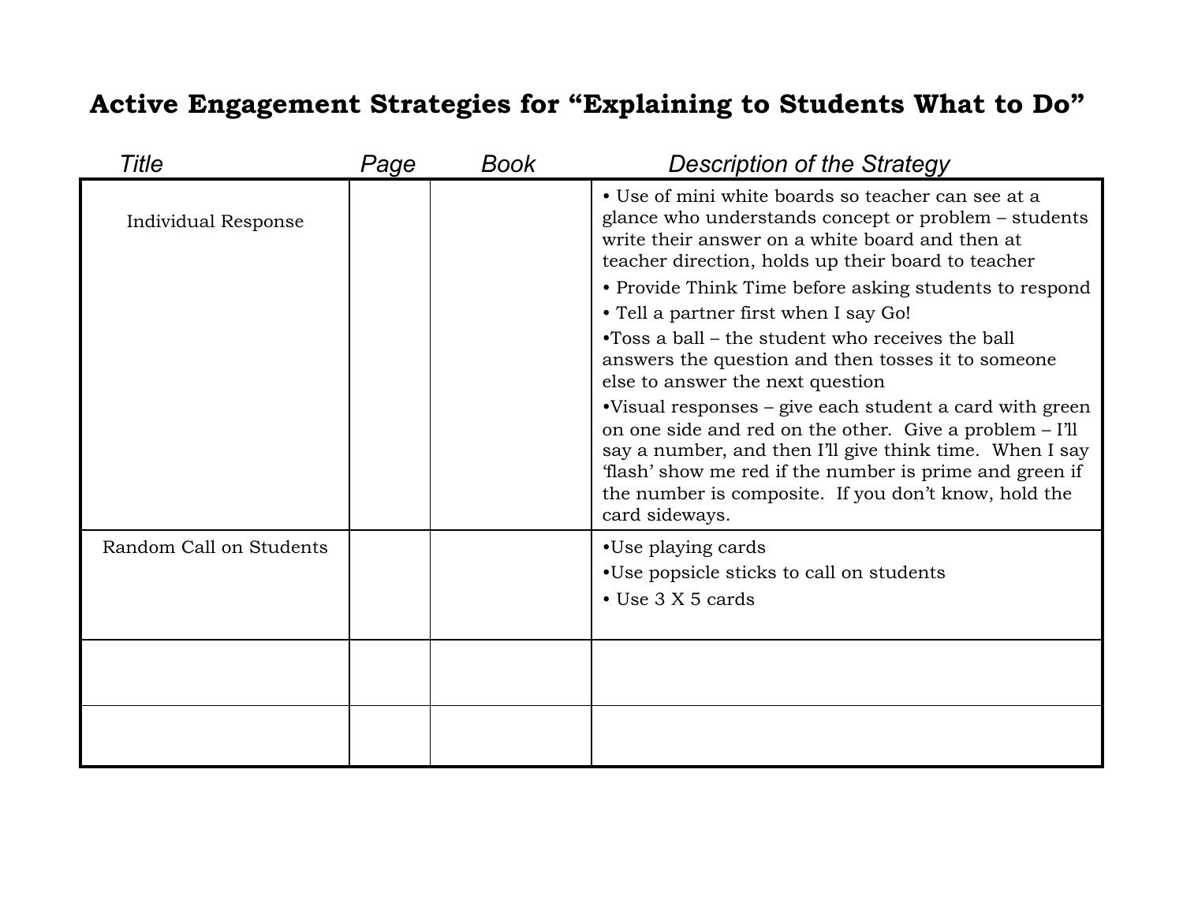# Active Engagement Strategies for "Explaining to Students What to Do"

| *Title* | *Page* | *Book* | *Description of the Strategy* |
|---|---|---|---|
| Individual Response | | | • Use of mini white boards so teacher can see at a glance who understands concept or problem – students write their answer on a white board and then at teacher direction, holds up their board to teacher<br>• Provide Think Time before asking students to respond<br>• Tell a partner first when I say Go!<br>•Toss a ball – the student who receives the ball answers the question and then tosses it to someone else to answer the next question<br>•Visual responses – give each student a card with green on one side and red on the other. Give a problem – I'll say a number, and then I'll give think time. When I say 'flash' show me red if the number is prime and green if the number is composite. If you don't know, hold the card sideways. |
| Random Call on Students | | | •Use playing cards<br>•Use popsicle sticks to call on students<br>• Use 3 X 5 cards |
| | | | |
| | | | |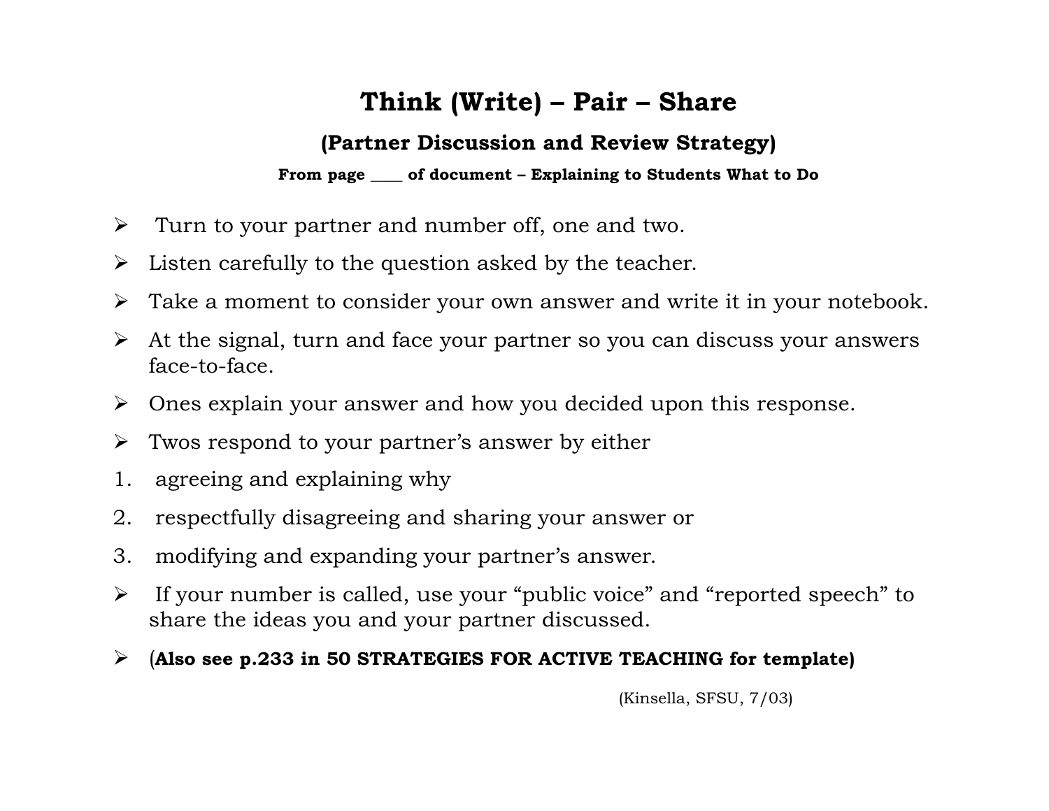# Think (Write) – Pair – Share

## (Partner Discussion and Review Strategy)

**From page ____ of document – Explaining to Students What to Do**

- Turn to your partner and number off, one and two.
- Listen carefully to the question asked by the teacher.
- Take a moment to consider your own answer and write it in your notebook.
- At the signal, turn and face your partner so you can discuss your answers face-to-face.
- Ones explain your answer and how you decided upon this response.
- Twos respond to your partner's answer by either

1. agreeing and explaining why
2. respectfully disagreeing and sharing your answer or
3. modifying and expanding your partner's answer.

- If your number is called, use your "public voice" and "reported speech" to share the ideas you and your partner discussed.
- (**Also see p.233 in 50 STRATEGIES FOR ACTIVE TEACHING for template)**

(Kinsella, SFSU, 7/03)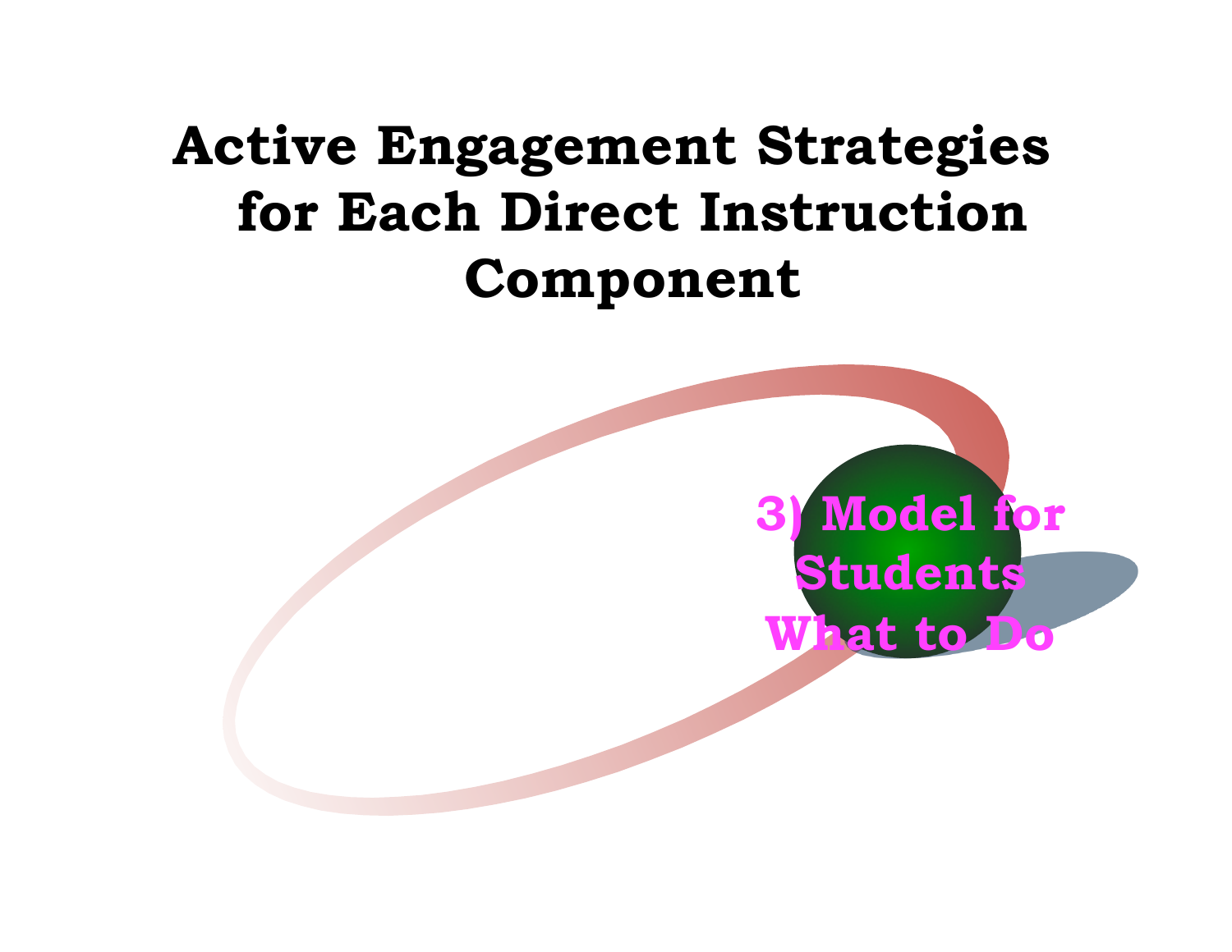# Active Engagement Strategies for Each Direct Instruction Component

3) Model for Students What to Do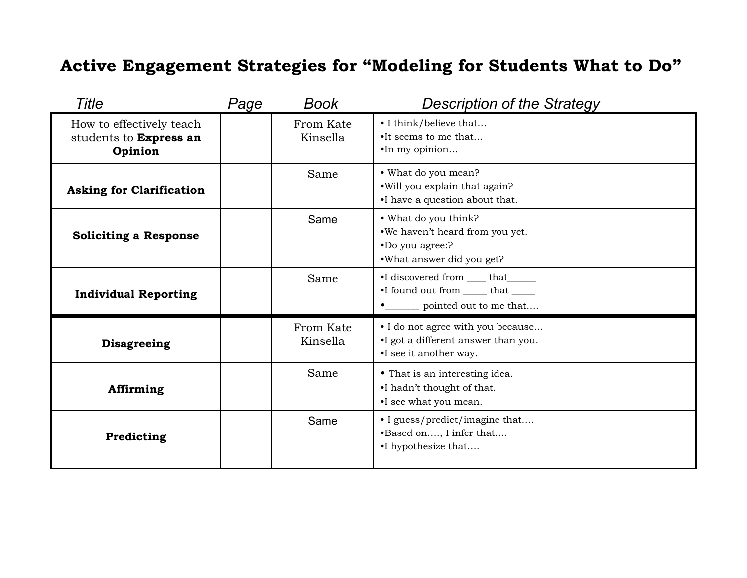# Active Engagement Strategies for "Modeling for Students What to Do"

| Title | Page | Book | Description of the Strategy |
|---|---|---|---|
| How to effectively teach students to **Express an Opinion** | | From Kate Kinsella | • I think/believe that…<br>•It seems to me that…<br>•In my opinion… |
| **Asking for Clarification** | | Same | • What do you mean?<br>•Will you explain that again?<br>•I have a question about that. |
| **Soliciting a Response** | | Same | • What do you think?<br>•We haven't heard from you yet.<br>•Do you agree:?<br>•What answer did you get? |
| **Individual Reporting** | | Same | •I discovered from ____ that______<br>•I found out from _____ that _____<br>•_______ pointed out to me that…. |
| **Disagreeing** | | From Kate Kinsella | • I do not agree with you because…<br>•I got a different answer than you.<br>•I see it another way. |
| **Affirming** | | Same | • That is an interesting idea.<br>•I hadn't thought of that.<br>•I see what you mean. |
| **Predicting** | | Same | • I guess/predict/imagine that….<br>•Based on…., I infer that….<br>•I hypothesize that…. |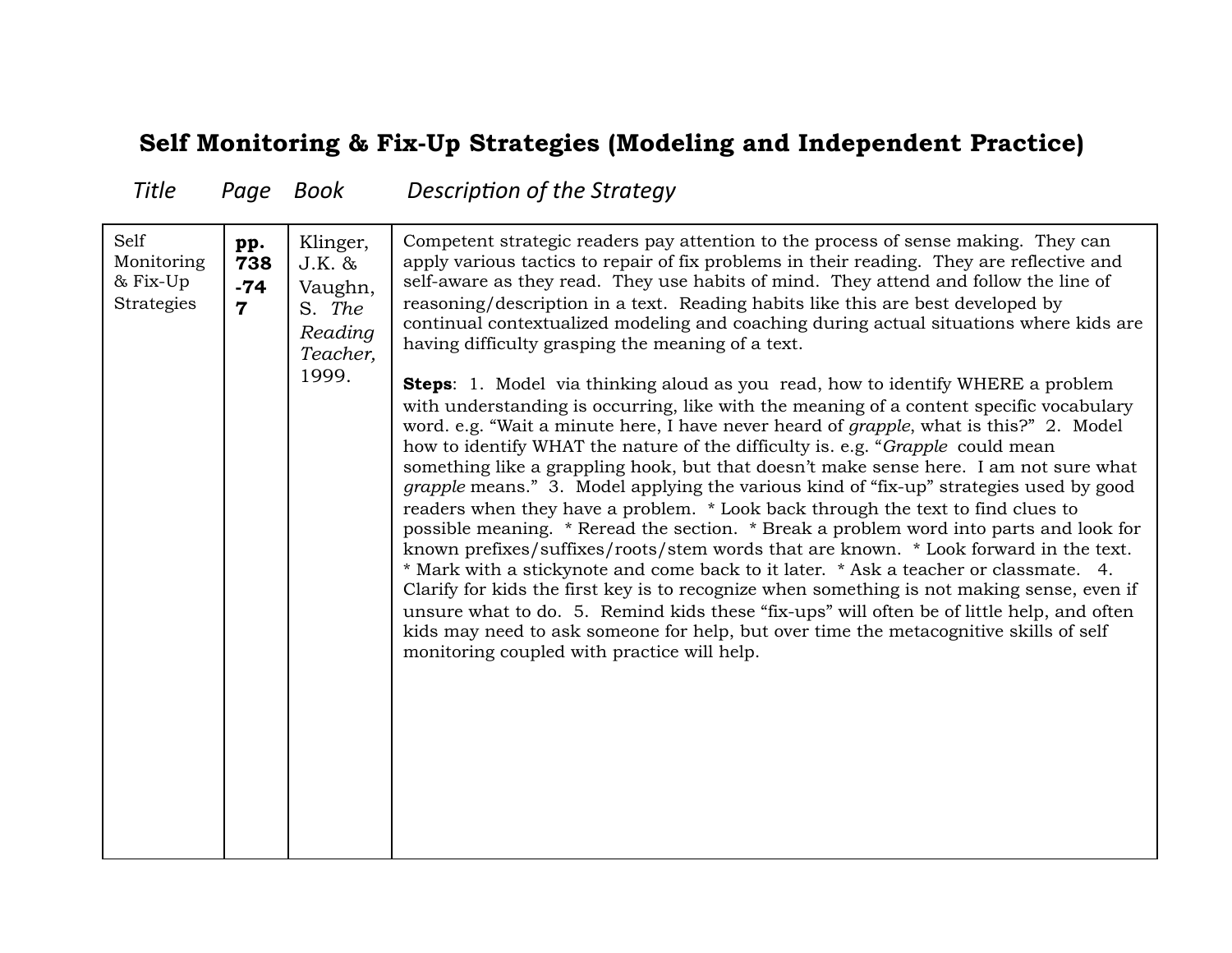# Self Monitoring & Fix-Up Strategies (Modeling and Independent Practice)

| Title | Page | Book | Description of the Strategy |
|---|---|---|---|
| Self Monitoring & Fix-Up Strategies | **pp. 738-747** | Klinger, J.K. & Vaughn, S. *The Reading Teacher,* 1999. | Competent strategic readers pay attention to the process of sense making. They can apply various tactics to repair of fix problems in their reading. They are reflective and self-aware as they read. They use habits of mind. They attend and follow the line of reasoning/description in a text. Reading habits like this are best developed by continual contextualized modeling and coaching during actual situations where kids are having difficulty grasping the meaning of a text.<br><br>**Steps**: 1. Model via thinking aloud as you read, how to identify WHERE a problem with understanding is occurring, like with the meaning of a content specific vocabulary word. e.g. "Wait a minute here, I have never heard of *grapple*, what is this?" 2. Model how to identify WHAT the nature of the difficulty is. e.g. "*Grapple* could mean something like a grappling hook, but that doesn't make sense here. I am not sure what *grapple* means." 3. Model applying the various kind of "fix-up" strategies used by good readers when they have a problem. * Look back through the text to find clues to possible meaning. * Reread the section. * Break a problem word into parts and look for known prefixes/suffixes/roots/stem words that are known. * Look forward in the text. * Mark with a stickynote and come back to it later. * Ask a teacher or classmate. 4. Clarify for kids the first key is to recognize when something is not making sense, even if unsure what to do. 5. Remind kids these "fix-ups" will often be of little help, and often kids may need to ask someone for help, but over time the metacognitive skills of self monitoring coupled with practice will help. |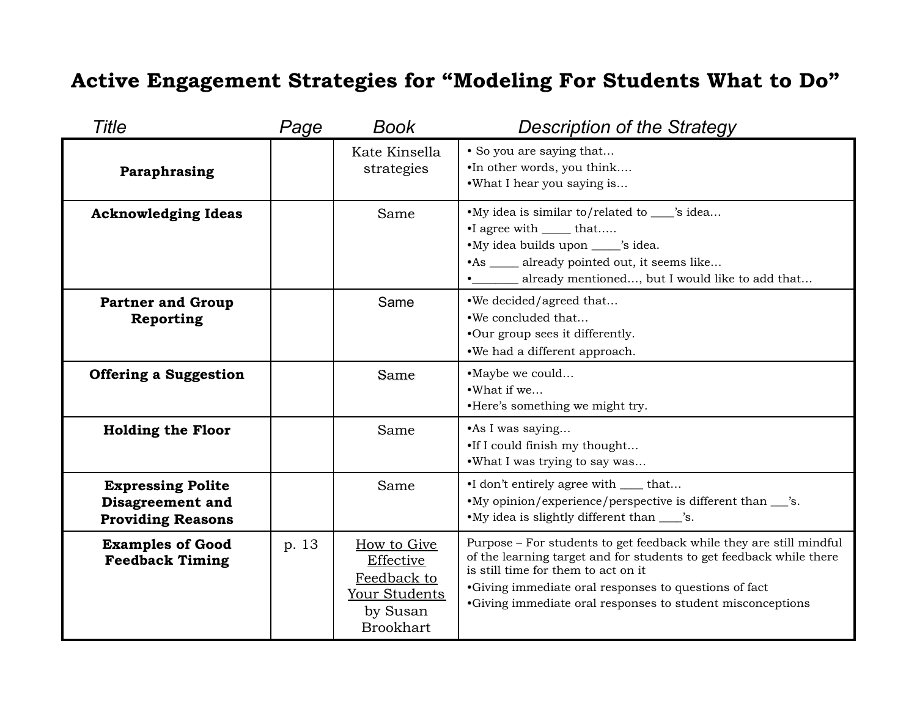# Active Engagement Strategies for "Modeling For Students What to Do"

| *Title* | *Page* | *Book* | *Description of the Strategy* |
|---|---|---|---|
| **Paraphrasing** | | Kate Kinsella strategies | • So you are saying that…<br>•In other words, you think….<br>•What I hear you saying is… |
| **Acknowledging Ideas** | | Same | •My idea is similar to/related to ____'s idea…<br>•I agree with _____ that…..<br>•My idea builds upon _____'s idea.<br>•As _____ already pointed out, it seems like…<br>•________ already mentioned…, but I would like to add that… |
| **Partner and Group Reporting** | | Same | •We decided/agreed that…<br>•We concluded that…<br>•Our group sees it differently.<br>•We had a different approach. |
| **Offering a Suggestion** | | Same | •Maybe we could…<br>•What if we…<br>•Here's something we might try. |
| **Holding the Floor** | | Same | •As I was saying…<br>•If I could finish my thought…<br>•What I was trying to say was… |
| **Expressing Polite Disagreement and Providing Reasons** | | Same | •I don't entirely agree with ____ that…<br>•My opinion/experience/perspective is different than ___'s.<br>•My idea is slightly different than ____'s. |
| **Examples of Good Feedback Timing** | p. 13 | <u>How to Give Effective Feedback to Your Students</u> by Susan Brookhart | Purpose – For students to get feedback while they are still mindful of the learning target and for students to get feedback while there is still time for them to act on it<br>•Giving immediate oral responses to questions of fact<br>•Giving immediate oral responses to student misconceptions |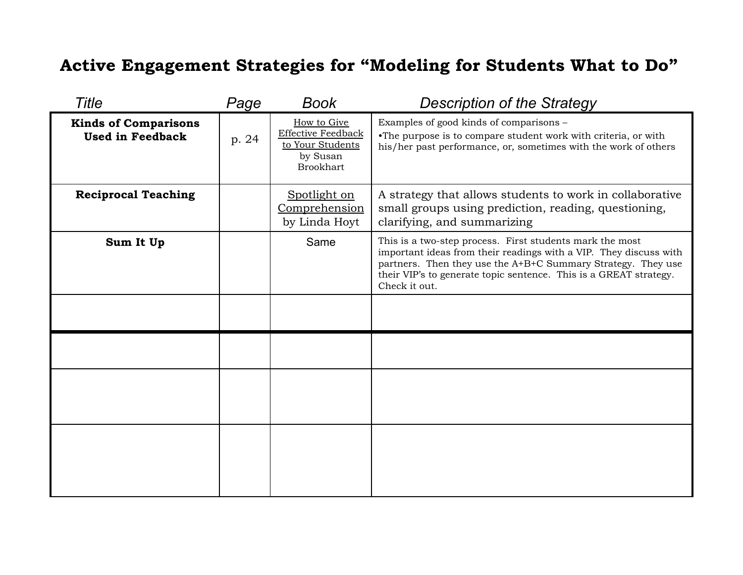# Active Engagement Strategies for "Modeling for Students What to Do"

| Title | Page | Book | Description of the Strategy |
|---|---|---|---|
| **Kinds of Comparisons Used in Feedback** | p. 24 | How to Give Effective Feedback to Your Students by Susan Brookhart | Examples of good kinds of comparisons – •The purpose is to compare student work with criteria, or with his/her past performance, or, sometimes with the work of others |
| **Reciprocal Teaching** | | Spotlight on Comprehension by Linda Hoyt | A strategy that allows students to work in collaborative small groups using prediction, reading, questioning, clarifying, and summarizing |
| **Sum It Up** | | Same | This is a two-step process. First students mark the most important ideas from their readings with a VIP. They discuss with partners. Then they use the A+B+C Summary Strategy. They use their VIP's to generate topic sentence. This is a GREAT strategy. Check it out. |
| | | | |
| | | | |
| | | | |
| | | | |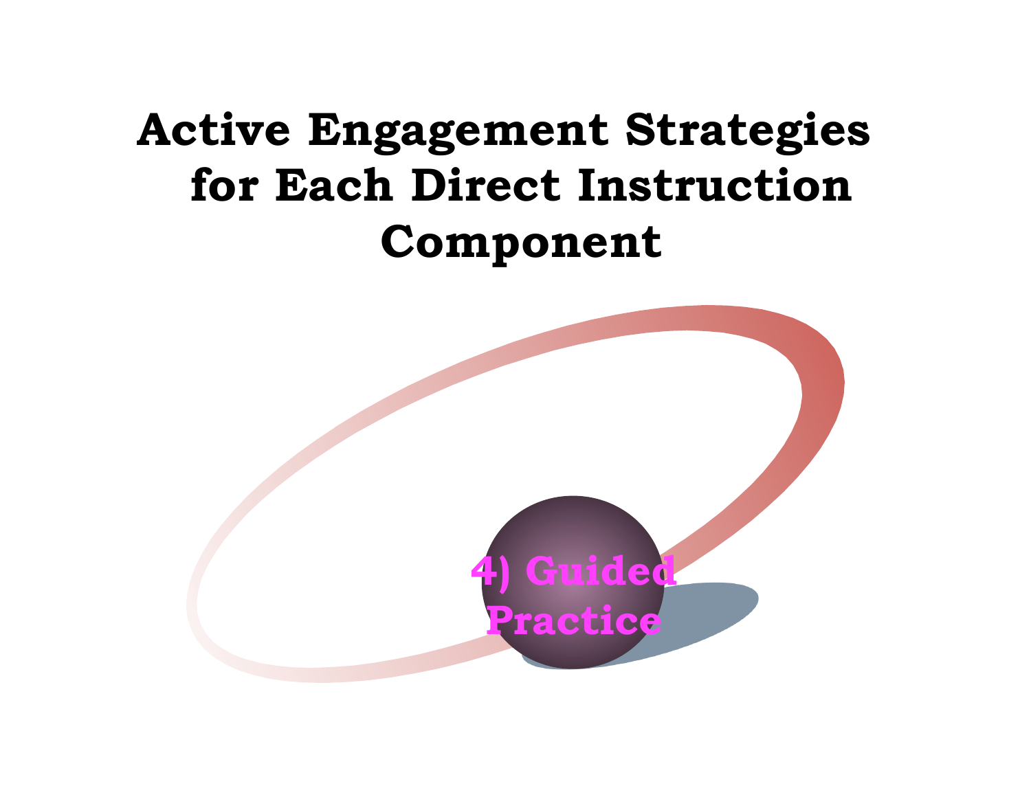# Active Engagement Strategies for Each Direct Instruction Component

4) Guided Practice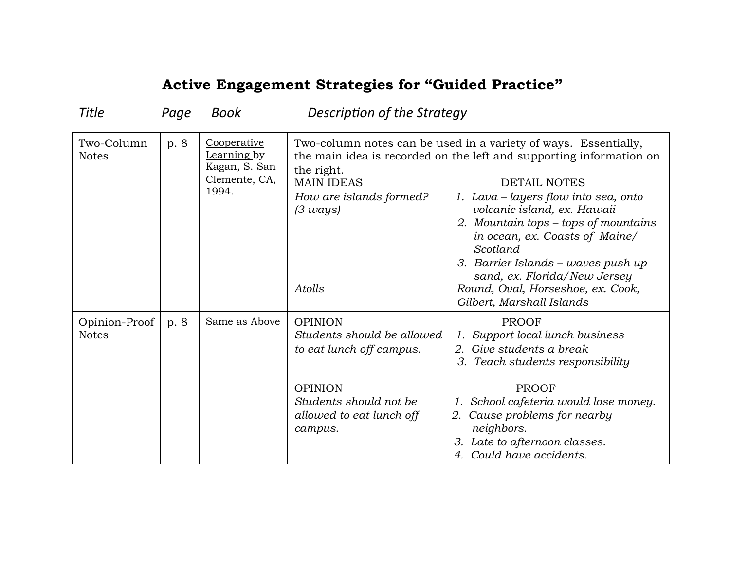# Active Engagement Strategies for "Guided Practice"

| *Title* | *Page* | *Book* | *Description of the Strategy* |
|---|---|---|---|
| Two-Column Notes | p. 8 | Cooperative Learning by Kagan, S. San Clemente, CA, 1994. | Two-column notes can be used in a variety of ways. Essentially, the main idea is recorded on the left and supporting information on the right.<br>MAIN IDEAS — DETAIL NOTES<br>*How are islands formed? (3 ways)* — *1. Lava – layers flow into sea, onto volcanic island, ex. Hawaii* *2. Mountain tops – tops of mountains in ocean, ex. Coasts of Maine/ Scotland* *3. Barrier Islands – waves push up sand, ex. Florida/New Jersey*<br>*Atolls* — *Round, Oval, Horseshoe, ex. Cook, Gilbert, Marshall Islands* |
| Opinion-Proof Notes | p. 8 | Same as Above | OPINION — PROOF<br>*Students should be allowed to eat lunch off campus.* — *1. Support local lunch business* *2. Give students a break* *3. Teach students responsibility*<br><br>OPINION — PROOF<br>*Students should not be allowed to eat lunch off campus.* — *1. School cafeteria would lose money.* *2. Cause problems for nearby neighbors.* *3. Late to afternoon classes.* *4. Could have accidents.* |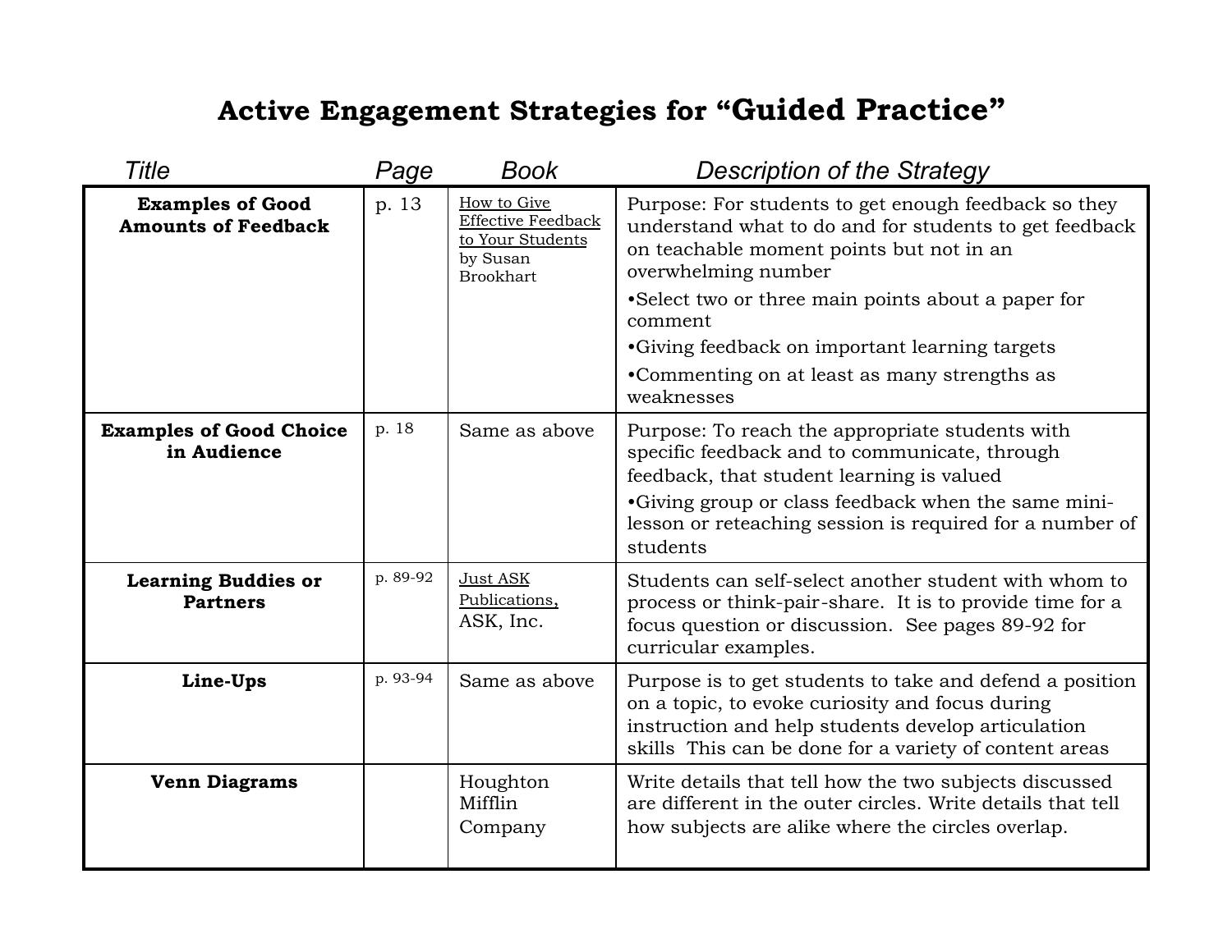# Active Engagement Strategies for "Guided Practice"

| *Title* | *Page* | *Book* | *Description of the Strategy* |
| --- | --- | --- | --- |
| **Examples of Good Amounts of Feedback** | p. 13 | How to Give Effective Feedback to Your Students by Susan Brookhart | Purpose: For students to get enough feedback so they understand what to do and for students to get feedback on teachable moment points but not in an overwhelming number<br>•Select two or three main points about a paper for comment<br>•Giving feedback on important learning targets<br>•Commenting on at least as many strengths as weaknesses |
| **Examples of Good Choice in Audience** | p. 18 | Same as above | Purpose: To reach the appropriate students with specific feedback and to communicate, through feedback, that student learning is valued<br>•Giving group or class feedback when the same mini-lesson or reteaching session is required for a number of students |
| **Learning Buddies or Partners** | p. 89-92 | Just ASK Publications, ASK, Inc. | Students can self-select another student with whom to process or think-pair-share. It is to provide time for a focus question or discussion. See pages 89-92 for curricular examples. |
| **Line-Ups** | p. 93-94 | Same as above | Purpose is to get students to take and defend a position on a topic, to evoke curiosity and focus during instruction and help students develop articulation skills This can be done for a variety of content areas |
| **Venn Diagrams** | | Houghton Mifflin Company | Write details that tell how the two subjects discussed are different in the outer circles. Write details that tell how subjects are alike where the circles overlap. |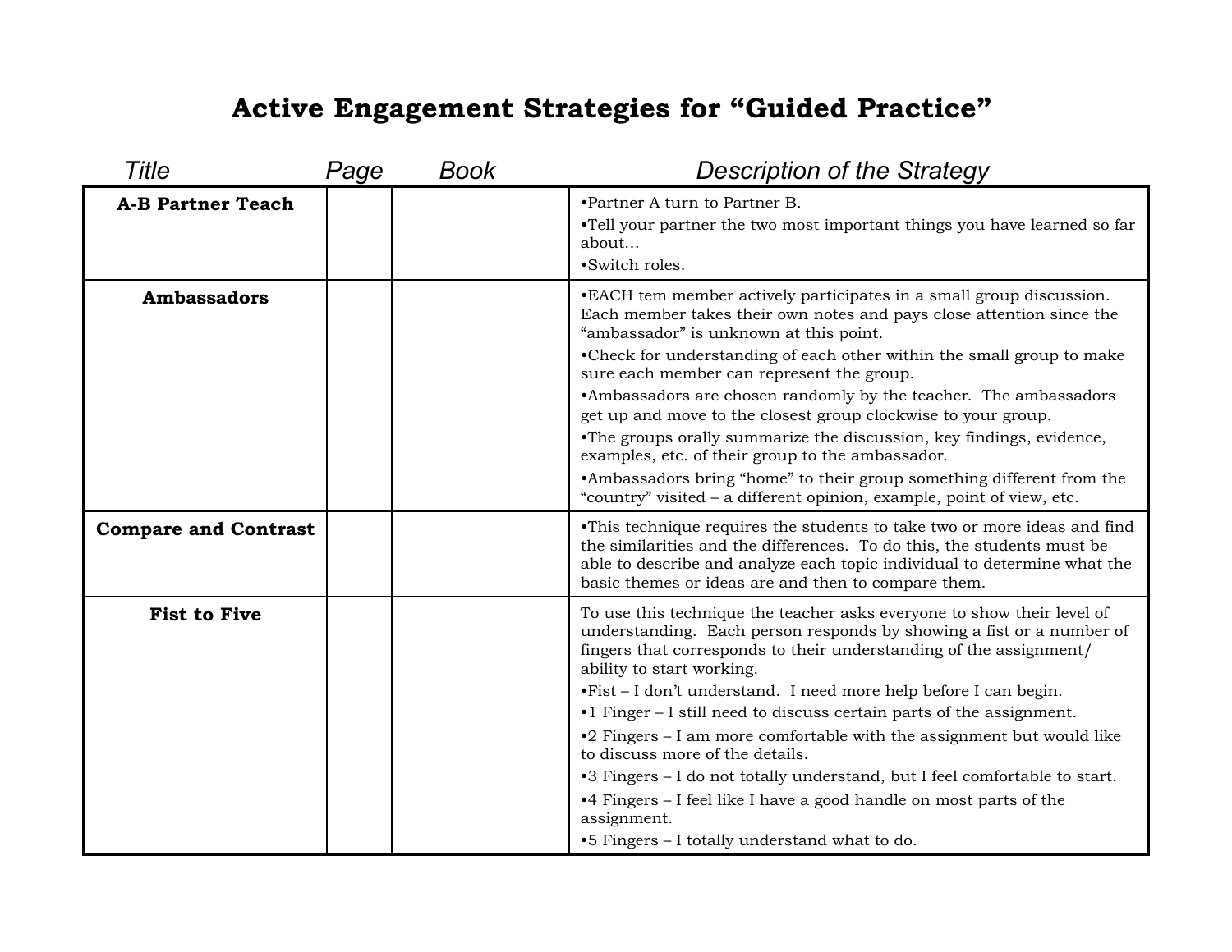# Active Engagement Strategies for "Guided Practice"

| Title | Page | Book | Description of the Strategy |
|---|---|---|---|
| **A-B Partner Teach** | | | •Partner A turn to Partner B.<br>•Tell your partner the two most important things you have learned so far about…<br>•Switch roles. |
| **Ambassadors** | | | •EACH tem member actively participates in a small group discussion. Each member takes their own notes and pays close attention since the "ambassador" is unknown at this point.<br>•Check for understanding of each other within the small group to make sure each member can represent the group.<br>•Ambassadors are chosen randomly by the teacher. The ambassadors get up and move to the closest group clockwise to your group.<br>•The groups orally summarize the discussion, key findings, evidence, examples, etc. of their group to the ambassador.<br>•Ambassadors bring "home" to their group something different from the "country" visited – a different opinion, example, point of view, etc. |
| **Compare and Contrast** | | | •This technique requires the students to take two or more ideas and find the similarities and the differences. To do this, the students must be able to describe and analyze each topic individual to determine what the basic themes or ideas are and then to compare them. |
| **Fist to Five** | | | To use this technique the teacher asks everyone to show their level of understanding. Each person responds by showing a fist or a number of fingers that corresponds to their understanding of the assignment/ ability to start working.<br>•Fist – I don't understand. I need more help before I can begin.<br>•1 Finger – I still need to discuss certain parts of the assignment.<br>•2 Fingers – I am more comfortable with the assignment but would like to discuss more of the details.<br>•3 Fingers – I do not totally understand, but I feel comfortable to start.<br>•4 Fingers – I feel like I have a good handle on most parts of the assignment.<br>•5 Fingers – I totally understand what to do. |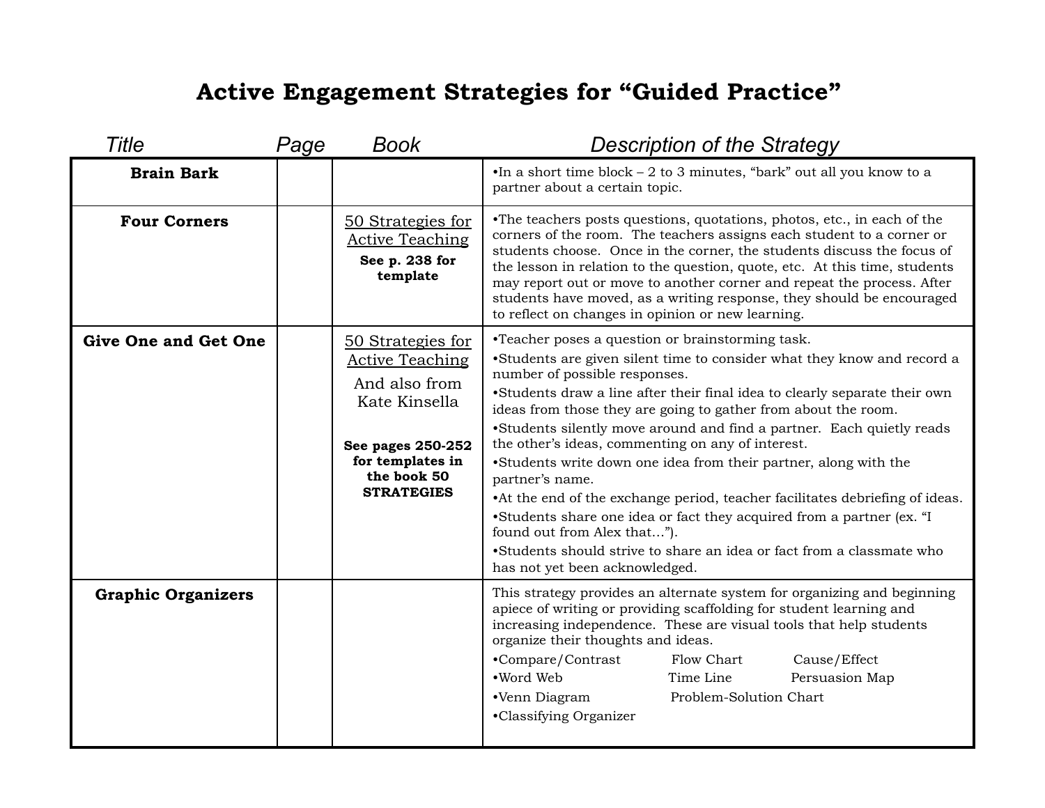# Active Engagement Strategies for "Guided Practice"

| Title | Page | Book | Description of the Strategy |
|---|---|---|---|
| **Brain Bark** | | | •In a short time block – 2 to 3 minutes, "bark" out all you know to a partner about a certain topic. |
| **Four Corners** | | 50 Strategies for Active Teaching<br>**See p. 238 for template** | •The teachers posts questions, quotations, photos, etc., in each of the corners of the room. The teachers assigns each student to a corner or students choose. Once in the corner, the students discuss the focus of the lesson in relation to the question, quote, etc. At this time, students may report out or move to another corner and repeat the process. After students have moved, as a writing response, they should be encouraged to reflect on changes in opinion or new learning. |
| **Give One and Get One** | | 50 Strategies for Active Teaching<br>And also from Kate Kinsella<br>**See pages 250-252 for templates in the book 50 STRATEGIES** | •Teacher poses a question or brainstorming task.<br>•Students are given silent time to consider what they know and record a number of possible responses.<br>•Students draw a line after their final idea to clearly separate their own ideas from those they are going to gather from about the room.<br>•Students silently move around and find a partner. Each quietly reads the other's ideas, commenting on any of interest.<br>•Students write down one idea from their partner, along with the partner's name.<br>•At the end of the exchange period, teacher facilitates debriefing of ideas.<br>•Students share one idea or fact they acquired from a partner (ex. "I found out from Alex that…").<br>•Students should strive to share an idea or fact from a classmate who has not yet been acknowledged. |
| **Graphic Organizers** | | | This strategy provides an alternate system for organizing and beginning apiece of writing or providing scaffolding for student learning and increasing independence. These are visual tools that help students organize their thoughts and ideas.<br>•Compare/Contrast Flow Chart Cause/Effect<br>•Word Web Time Line Persuasion Map<br>•Venn Diagram Problem-Solution Chart<br>•Classifying Organizer |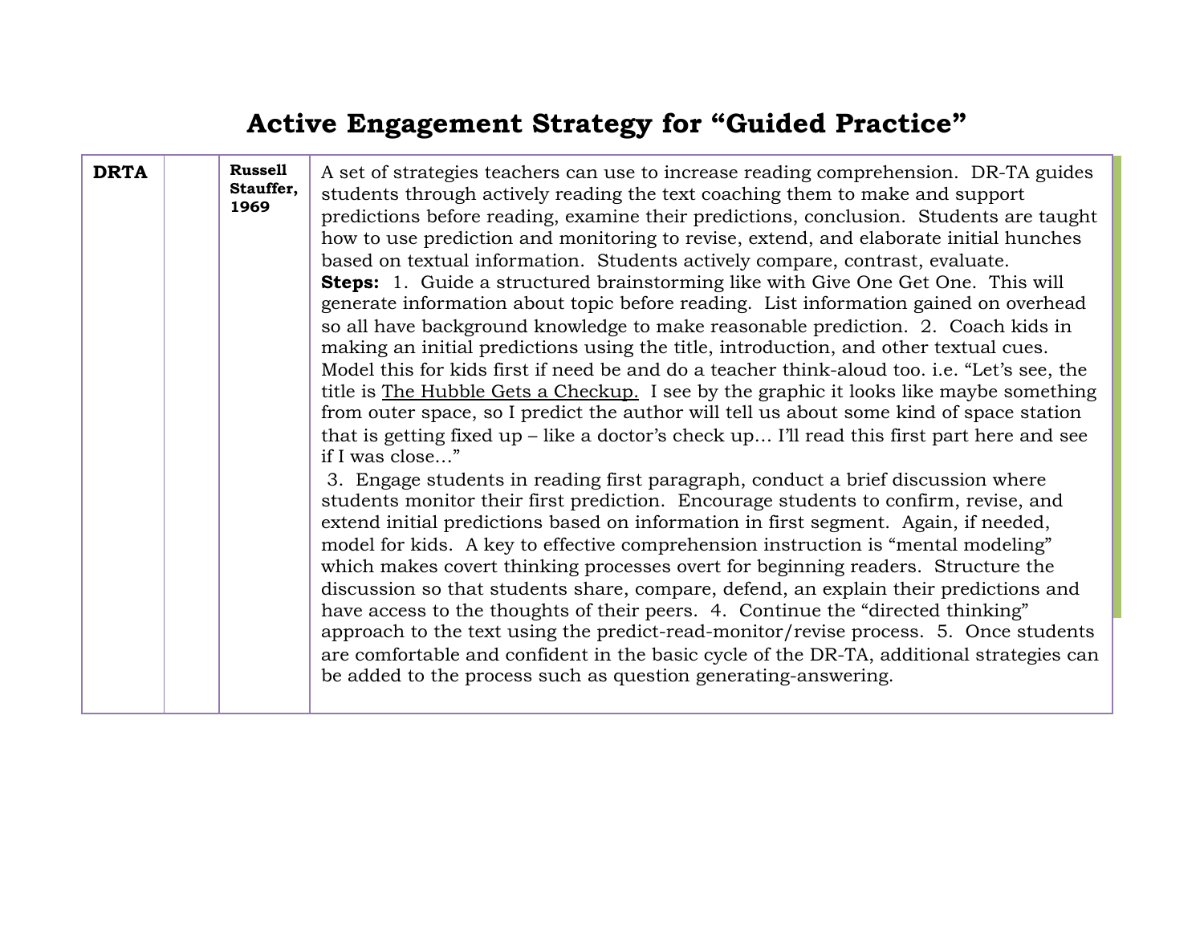# Active Engagement Strategy for "Guided Practice"

| | | | |
|---|---|---|---|
| **DRTA** | | **Russell Stauffer, 1969** | A set of strategies teachers can use to increase reading comprehension. DR-TA guides students through actively reading the text coaching them to make and support predictions before reading, examine their predictions, conclusion. Students are taught how to use prediction and monitoring to revise, extend, and elaborate initial hunches based on textual information. Students actively compare, contrast, evaluate. **Steps:** 1. Guide a structured brainstorming like with Give One Get One. This will generate information about topic before reading. List information gained on overhead so all have background knowledge to make reasonable prediction. 2. Coach kids in making an initial predictions using the title, introduction, and other textual cues. Model this for kids first if need be and do a teacher think-aloud too. i.e. "Let's see, the title is <u>The Hubble Gets a Checkup.</u> I see by the graphic it looks like maybe something from outer space, so I predict the author will tell us about some kind of space station that is getting fixed up – like a doctor's check up… I'll read this first part here and see if I was close…" 3. Engage students in reading first paragraph, conduct a brief discussion where students monitor their first prediction. Encourage students to confirm, revise, and extend initial predictions based on information in first segment. Again, if needed, model for kids. A key to effective comprehension instruction is "mental modeling" which makes covert thinking processes overt for beginning readers. Structure the discussion so that students share, compare, defend, an explain their predictions and have access to the thoughts of their peers. 4. Continue the "directed thinking" approach to the text using the predict-read-monitor/revise process. 5. Once students are comfortable and confident in the basic cycle of the DR-TA, additional strategies can be added to the process such as question generating-answering. |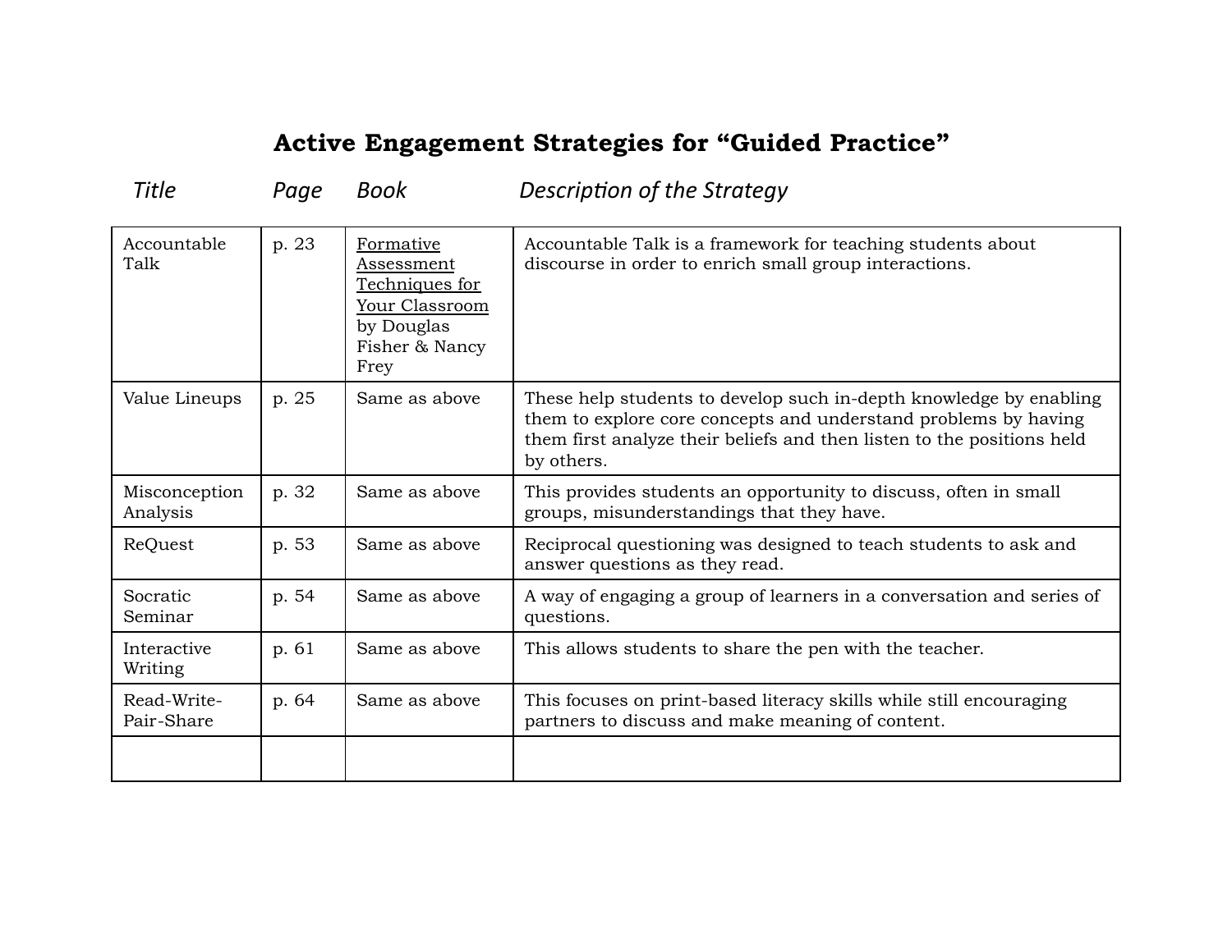# Active Engagement Strategies for "Guided Practice"

| *Title* | *Page* | *Book* | *Description of the Strategy* |
|---|---|---|---|
| Accountable Talk | p. 23 | Formative Assessment Techniques for Your Classroom by Douglas Fisher & Nancy Frey | Accountable Talk is a framework for teaching students about discourse in order to enrich small group interactions. |
| Value Lineups | p. 25 | Same as above | These help students to develop such in-depth knowledge by enabling them to explore core concepts and understand problems by having them first analyze their beliefs and then listen to the positions held by others. |
| Misconception Analysis | p. 32 | Same as above | This provides students an opportunity to discuss, often in small groups, misunderstandings that they have. |
| ReQuest | p. 53 | Same as above | Reciprocal questioning was designed to teach students to ask and answer questions as they read. |
| Socratic Seminar | p. 54 | Same as above | A way of engaging a group of learners in a conversation and series of questions. |
| Interactive Writing | p. 61 | Same as above | This allows students to share the pen with the teacher. |
| Read-Write-Pair-Share | p. 64 | Same as above | This focuses on print-based literacy skills while still encouraging partners to discuss and make meaning of content. |
| | | | |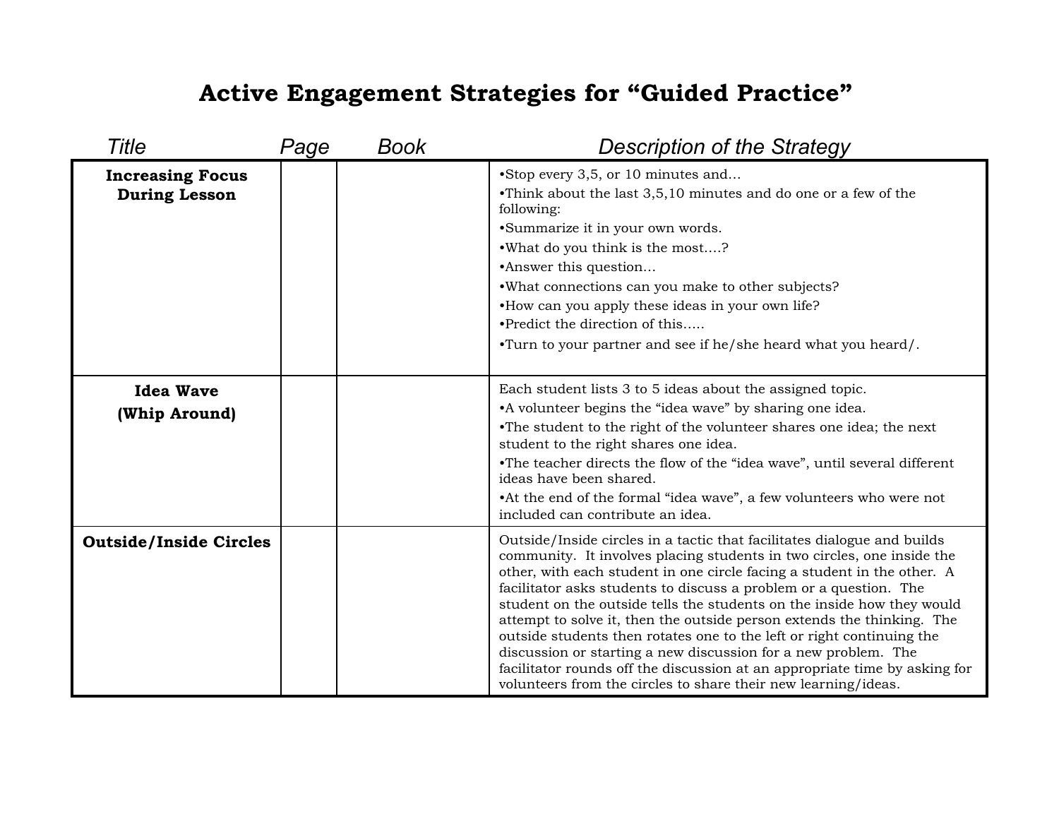# Active Engagement Strategies for "Guided Practice"

| Title | Page | Book | Description of the Strategy |
|---|---|---|---|
| **Increasing Focus During Lesson** | | | •Stop every 3,5, or 10 minutes and… <br>•Think about the last 3,5,10 minutes and do one or a few of the following: <br>•Summarize it in your own words. <br>•What do you think is the most….? <br>•Answer this question… <br>•What connections can you make to other subjects? <br>•How can you apply these ideas in your own life? <br>•Predict the direction of this….. <br>•Turn to your partner and see if he/she heard what you heard/. |
| **Idea Wave (Whip Around)** | | | Each student lists 3 to 5 ideas about the assigned topic. <br>•A volunteer begins the "idea wave" by sharing one idea. <br>•The student to the right of the volunteer shares one idea; the next student to the right shares one idea. <br>•The teacher directs the flow of the "idea wave", until several different ideas have been shared. <br>•At the end of the formal "idea wave", a few volunteers who were not included can contribute an idea. |
| **Outside/Inside Circles** | | | Outside/Inside circles in a tactic that facilitates dialogue and builds community. It involves placing students in two circles, one inside the other, with each student in one circle facing a student in the other. A facilitator asks students to discuss a problem or a question. The student on the outside tells the students on the inside how they would attempt to solve it, then the outside person extends the thinking. The outside students then rotates one to the left or right continuing the discussion or starting a new discussion for a new problem. The facilitator rounds off the discussion at an appropriate time by asking for volunteers from the circles to share their new learning/ideas. |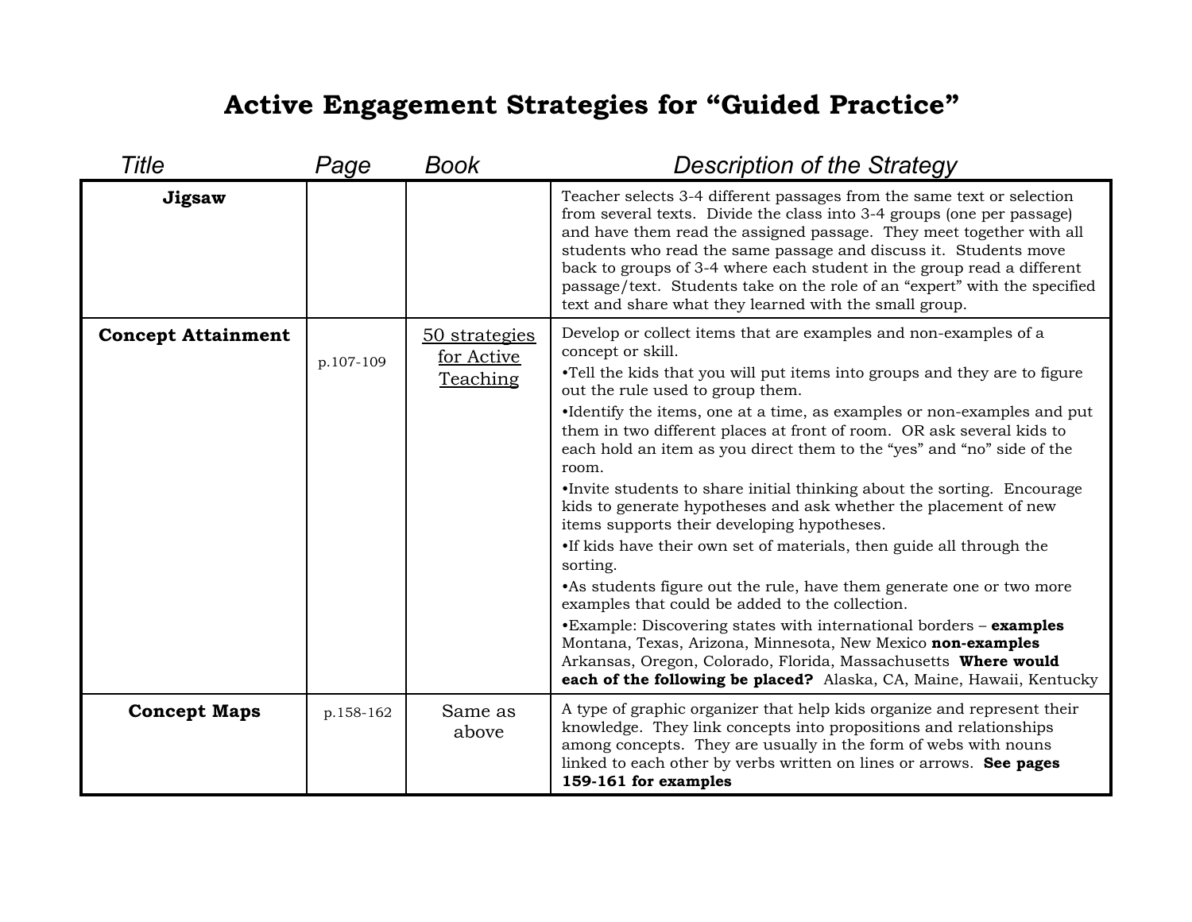# Active Engagement Strategies for "Guided Practice"

| *Title* | *Page* | *Book* | *Description of the Strategy* |
|---|---|---|---|
| **Jigsaw** | | | Teacher selects 3-4 different passages from the same text or selection from several texts. Divide the class into 3-4 groups (one per passage) and have them read the assigned passage. They meet together with all students who read the same passage and discuss it. Students move back to groups of 3-4 where each student in the group read a different passage/text. Students take on the role of an "expert" with the specified text and share what they learned with the small group. |
| **Concept Attainment** | p.107-109 | 50 strategies for Active Teaching | Develop or collect items that are examples and non-examples of a concept or skill.<br>•Tell the kids that you will put items into groups and they are to figure out the rule used to group them.<br>•Identify the items, one at a time, as examples or non-examples and put them in two different places at front of room. OR ask several kids to each hold an item as you direct them to the "yes" and "no" side of the room.<br>•Invite students to share initial thinking about the sorting. Encourage kids to generate hypotheses and ask whether the placement of new items supports their developing hypotheses.<br>•If kids have their own set of materials, then guide all through the sorting.<br>•As students figure out the rule, have them generate one or two more examples that could be added to the collection.<br>•Example: Discovering states with international borders – **examples** Montana, Texas, Arizona, Minnesota, New Mexico **non-examples** Arkansas, Oregon, Colorado, Florida, Massachusetts **Where would each of the following be placed?** Alaska, CA, Maine, Hawaii, Kentucky |
| **Concept Maps** | p.158-162 | Same as above | A type of graphic organizer that help kids organize and represent their knowledge. They link concepts into propositions and relationships among concepts. They are usually in the form of webs with nouns linked to each other by verbs written on lines or arrows. **See pages 159-161 for examples** |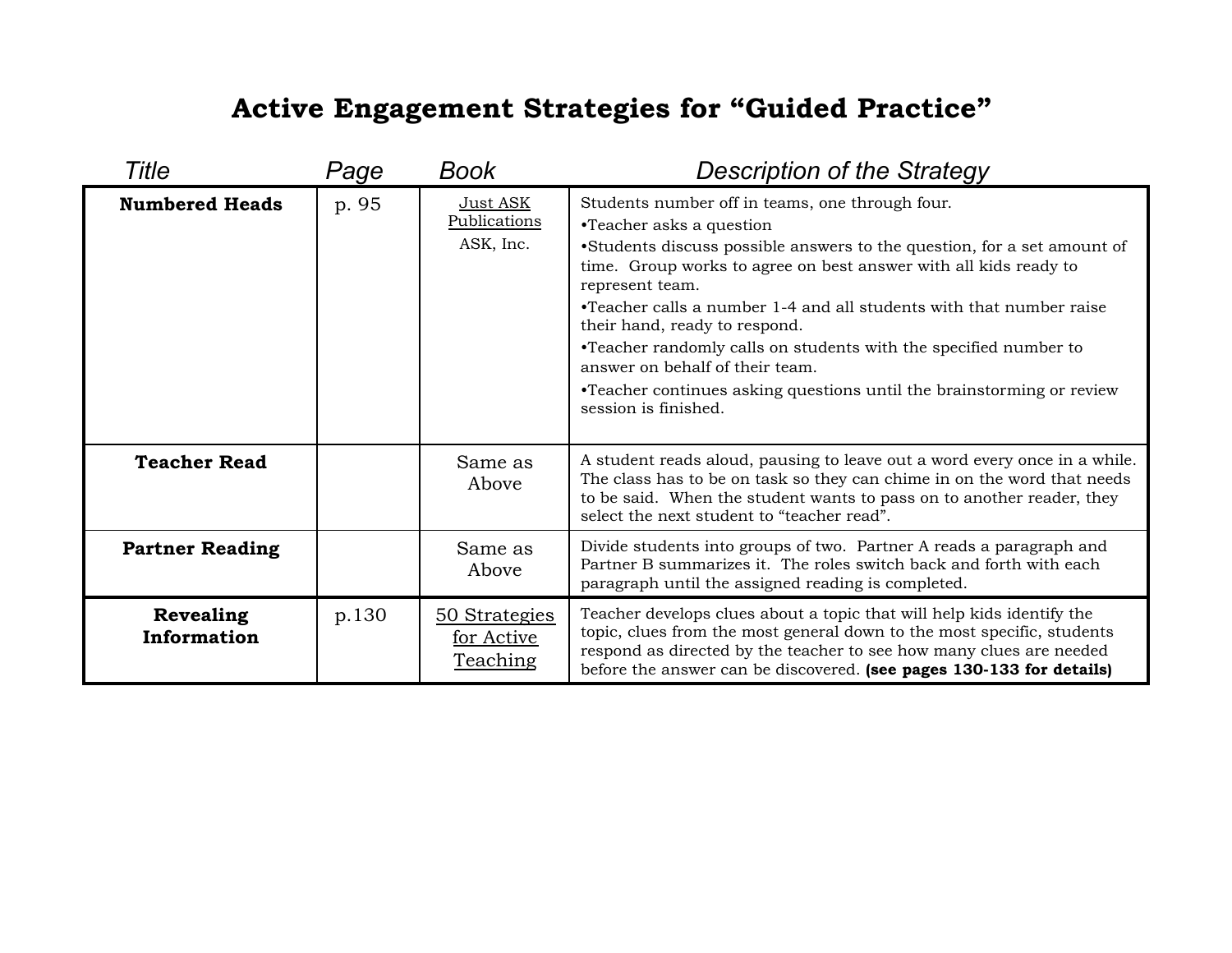# Active Engagement Strategies for "Guided Practice"

| Title | Page | Book | Description of the Strategy |
|---|---|---|---|
| **Numbered Heads** | p. 95 | Just ASK Publications<br>ASK, Inc. | Students number off in teams, one through four.<br>•Teacher asks a question<br>•Students discuss possible answers to the question, for a set amount of time. Group works to agree on best answer with all kids ready to represent team.<br>•Teacher calls a number 1-4 and all students with that number raise their hand, ready to respond.<br>•Teacher randomly calls on students with the specified number to answer on behalf of their team.<br>•Teacher continues asking questions until the brainstorming or review session is finished. |
| **Teacher Read** | | Same as Above | A student reads aloud, pausing to leave out a word every once in a while. The class has to be on task so they can chime in on the word that needs to be said. When the student wants to pass on to another reader, they select the next student to "teacher read". |
| **Partner Reading** | | Same as Above | Divide students into groups of two. Partner A reads a paragraph and Partner B summarizes it. The roles switch back and forth with each paragraph until the assigned reading is completed. |
| **Revealing Information** | p.130 | 50 Strategies for Active Teaching | Teacher develops clues about a topic that will help kids identify the topic, clues from the most general down to the most specific, students respond as directed by the teacher to see how many clues are needed before the answer can be discovered. **(see pages 130-133 for details)** |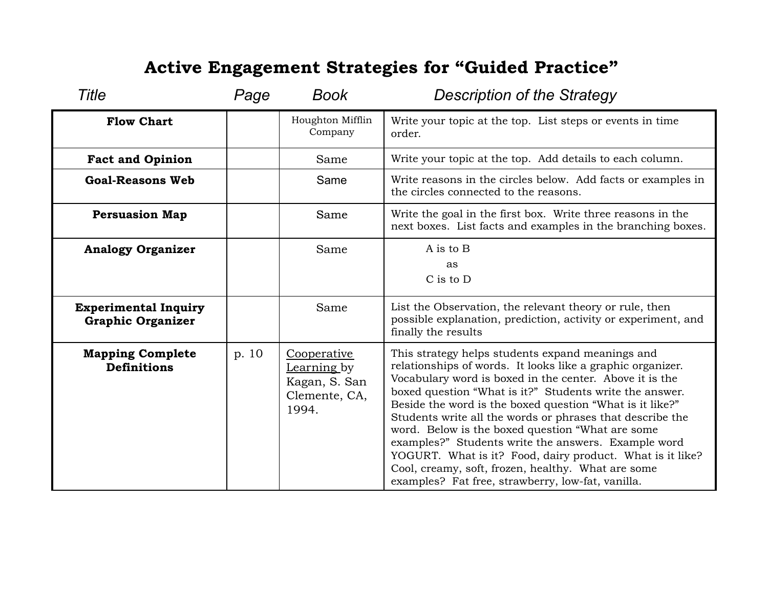# Active Engagement Strategies for "Guided Practice"

| *Title* | *Page* | *Book* | *Description of the Strategy* |
|---|---|---|---|
| **Flow Chart** | | Houghton Mifflin Company | Write your topic at the top. List steps or events in time order. |
| **Fact and Opinion** | | Same | Write your topic at the top. Add details to each column. |
| **Goal-Reasons Web** | | Same | Write reasons in the circles below. Add facts or examples in the circles connected to the reasons. |
| **Persuasion Map** | | Same | Write the goal in the first box. Write three reasons in the next boxes. List facts and examples in the branching boxes. |
| **Analogy Organizer** | | Same | A is to B as C is to D |
| **Experimental Inquiry Graphic Organizer** | | Same | List the Observation, the relevant theory or rule, then possible explanation, prediction, activity or experiment, and finally the results |
| **Mapping Complete Definitions** | p. 10 | Cooperative Learning by Kagan, S. San Clemente, CA, 1994. | This strategy helps students expand meanings and relationships of words. It looks like a graphic organizer. Vocabulary word is boxed in the center. Above it is the boxed question "What is it?" Students write the answer. Beside the word is the boxed question "What is it like?" Students write all the words or phrases that describe the word. Below is the boxed question "What are some examples?" Students write the answers. Example word YOGURT. What is it? Food, dairy product. What is it like? Cool, creamy, soft, frozen, healthy. What are some examples? Fat free, strawberry, low-fat, vanilla. |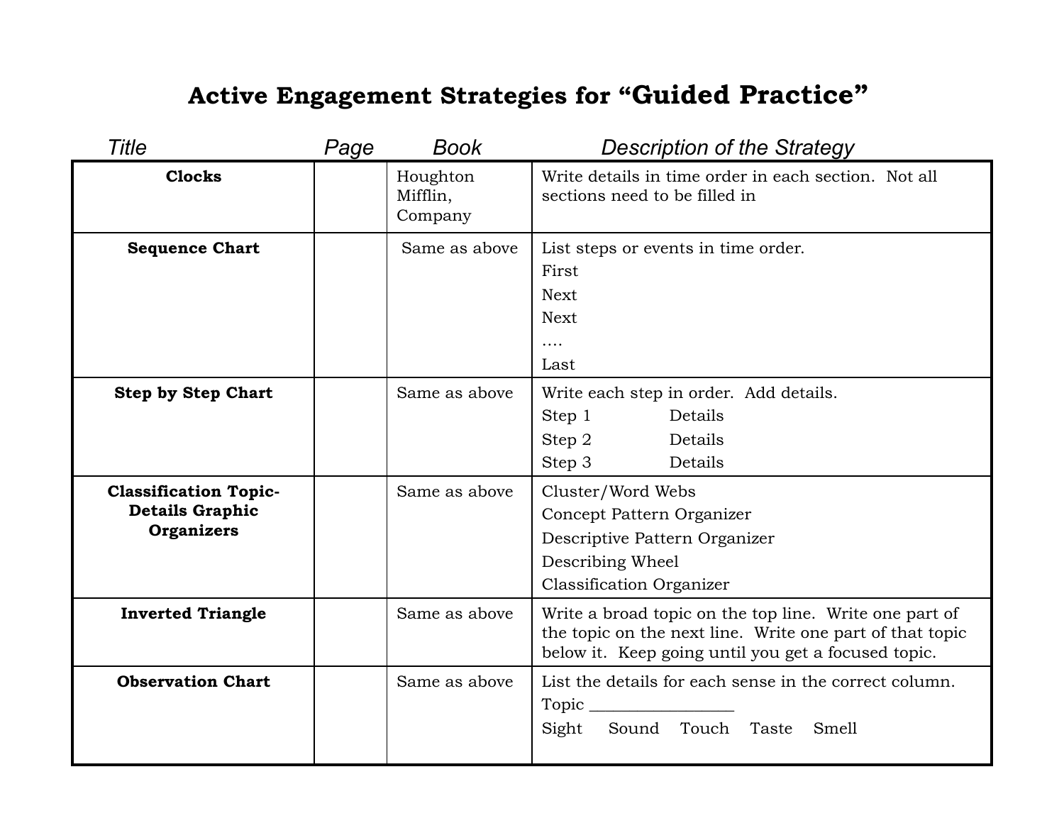# Active Engagement Strategies for "Guided Practice"

| *Title* | *Page* | *Book* | *Description of the Strategy* |
| --- | --- | --- | --- |
| **Clocks** | | Houghton Mifflin, Company | Write details in time order in each section. Not all sections need to be filled in |
| **Sequence Chart** | | Same as above | List steps or events in time order.<br>First<br>Next<br>Next<br>….<br>Last |
| **Step by Step Chart** | | Same as above | Write each step in order. Add details.<br>Step 1 Details<br>Step 2 Details<br>Step 3 Details |
| **Classification Topic-Details Graphic Organizers** | | Same as above | Cluster/Word Webs<br>Concept Pattern Organizer<br>Descriptive Pattern Organizer<br>Describing Wheel<br>Classification Organizer |
| **Inverted Triangle** | | Same as above | Write a broad topic on the top line. Write one part of the topic on the next line. Write one part of that topic below it. Keep going until you get a focused topic. |
| **Observation Chart** | | Same as above | List the details for each sense in the correct column.<br>Topic _________________<br>Sight Sound Touch Taste Smell |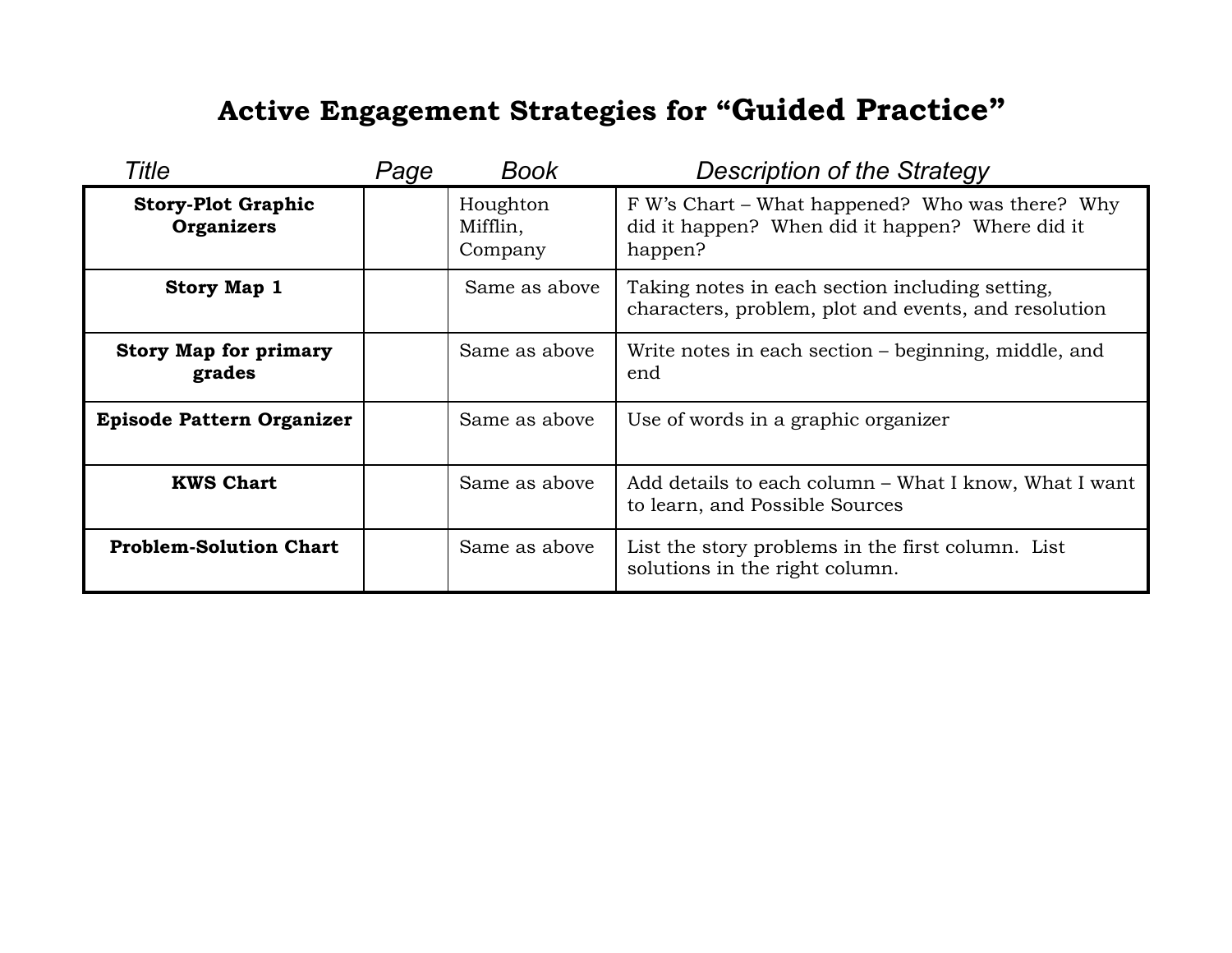# Active Engagement Strategies for "Guided Practice"

| *Title* | *Page* | *Book* | *Description of the Strategy* |
|---|---|---|---|
| **Story-Plot Graphic Organizers** | | Houghton Mifflin, Company | F W's Chart – What happened? Who was there? Why did it happen? When did it happen? Where did it happen? |
| **Story Map 1** | | Same as above | Taking notes in each section including setting, characters, problem, plot and events, and resolution |
| **Story Map for primary grades** | | Same as above | Write notes in each section – beginning, middle, and end |
| **Episode Pattern Organizer** | | Same as above | Use of words in a graphic organizer |
| **KWS Chart** | | Same as above | Add details to each column – What I know, What I want to learn, and Possible Sources |
| **Problem-Solution Chart** | | Same as above | List the story problems in the first column. List solutions in the right column. |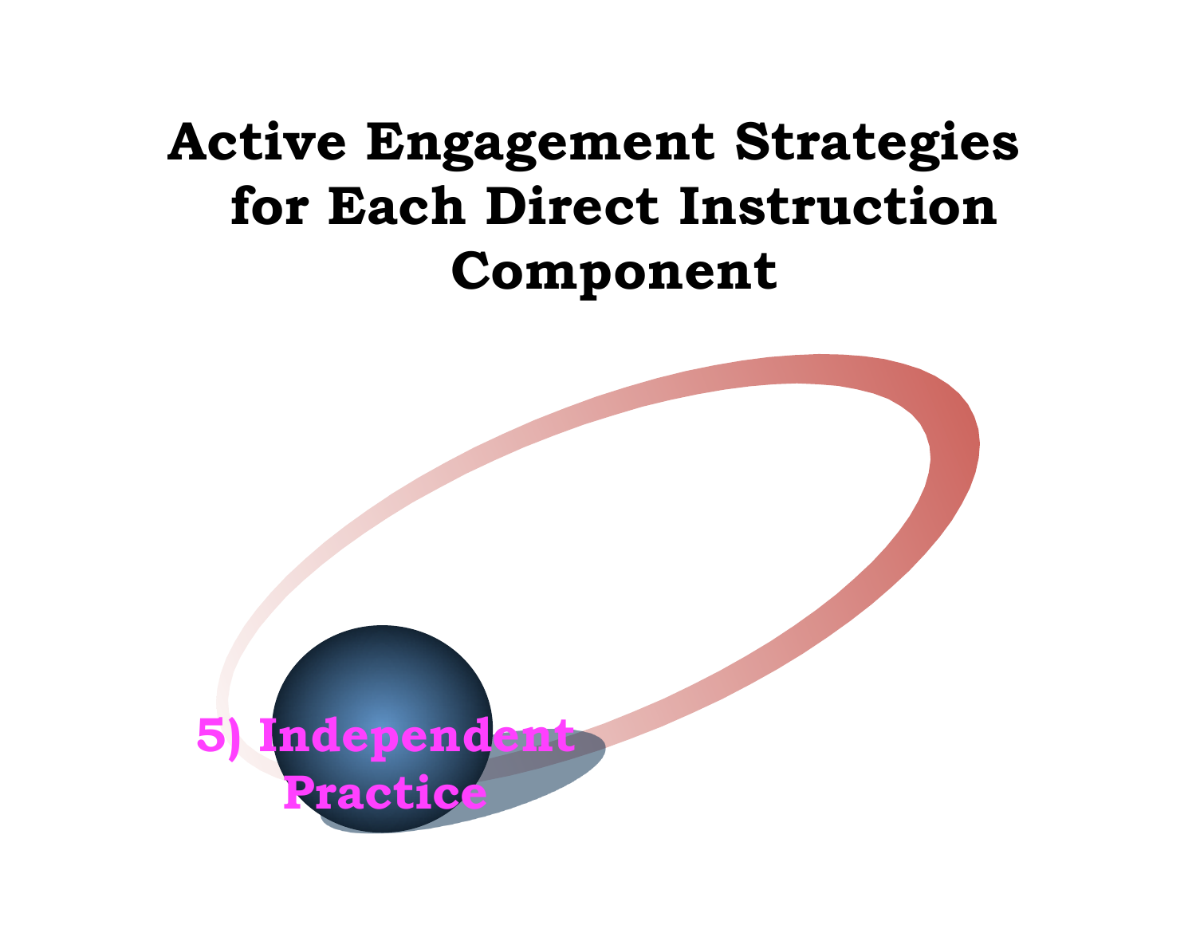# Active Engagement Strategies for Each Direct Instruction Component

5) Independent Practice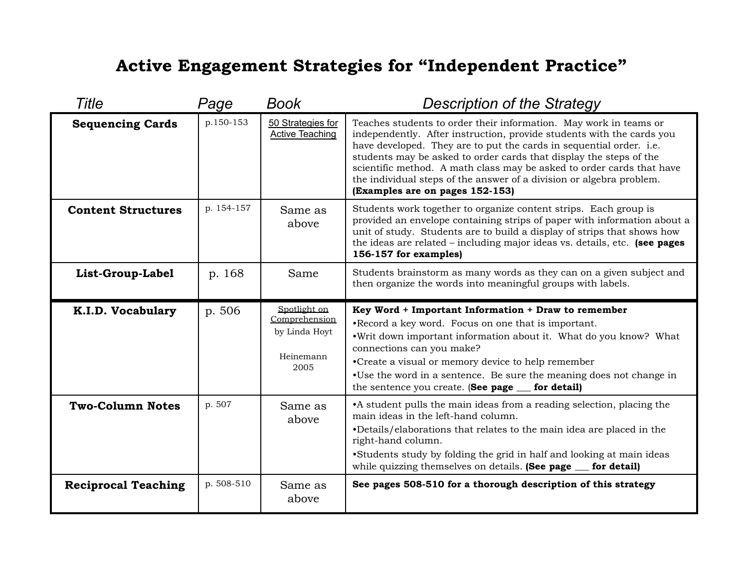# Active Engagement Strategies for "Independent Practice"

| Title | Page | Book | Description of the Strategy |
|---|---|---|---|
| **Sequencing Cards** | p.150-153 | 50 Strategies for Active Teaching | Teaches students to order their information. May work in teams or independently. After instruction, provide students with the cards you have developed. They are to put the cards in sequential order. i.e. students may be asked to order cards that display the steps of the scientific method. A math class may be asked to order cards that have the individual steps of the answer of a division or algebra problem. **(Examples are on pages 152-153)** |
| **Content Structures** | p. 154-157 | Same as above | Students work together to organize content strips. Each group is provided an envelope containing strips of paper with information about a unit of study. Students are to build a display of strips that shows how the ideas are related – including major ideas vs. details, etc. **(see pages 156-157 for examples)** |
| **List-Group-Label** | p. 168 | Same | Students brainstorm as many words as they can on a given subject and then organize the words into meaningful groups with labels. |
| **K.I.D. Vocabulary** | p. 506 | Spotlight on Comprehension by Linda Hoyt<br><br>Heinemann 2005 | **Key Word + Important Information + Draw to remember**<br>•Record a key word. Focus on one that is important.<br>•Writ down important information about it. What do you know? What connections can you make?<br>•Create a visual or memory device to help remember<br>•Use the word in a sentence. Be sure the meaning does not change in the sentence you create. (**See page ___ for detail)** |
| **Two-Column Notes** | p. 507 | Same as above | •A student pulls the main ideas from a reading selection, placing the main ideas in the left-hand column.<br>•Details/elaborations that relates to the main idea are placed in the right-hand column.<br>•Students study by folding the grid in half and looking at main ideas while quizzing themselves on details. **(See page ___ for detail)** |
| **Reciprocal Teaching** | p. 508-510 | Same as above | **See pages 508-510 for a thorough description of this strategy** |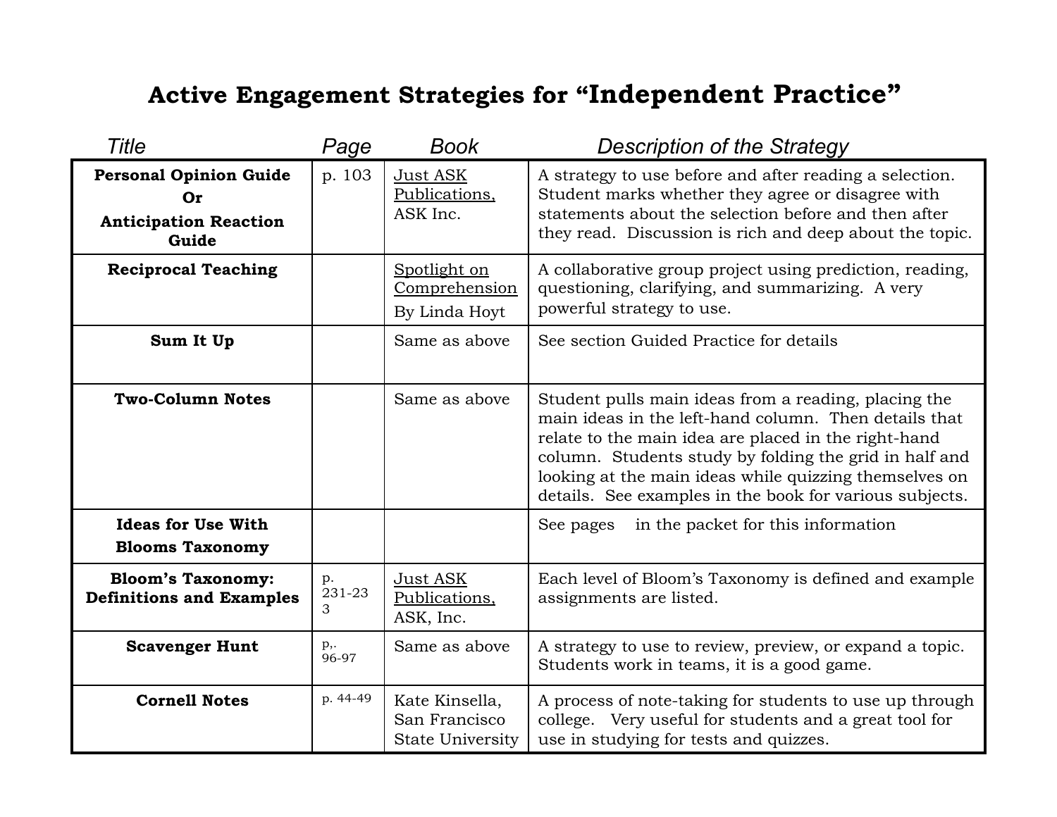# Active Engagement Strategies for "Independent Practice"

| Title | Page | Book | Description of the Strategy |
|---|---|---|---|
| **Personal Opinion Guide Or Anticipation Reaction Guide** | p. 103 | Just ASK Publications, ASK Inc. | A strategy to use before and after reading a selection. Student marks whether they agree or disagree with statements about the selection before and then after they read. Discussion is rich and deep about the topic. |
| **Reciprocal Teaching** | | Spotlight on Comprehension By Linda Hoyt | A collaborative group project using prediction, reading, questioning, clarifying, and summarizing. A very powerful strategy to use. |
| **Sum It Up** | | Same as above | See section Guided Practice for details |
| **Two-Column Notes** | | Same as above | Student pulls main ideas from a reading, placing the main ideas in the left-hand column. Then details that relate to the main idea are placed in the right-hand column. Students study by folding the grid in half and looking at the main ideas while quizzing themselves on details. See examples in the book for various subjects. |
| **Ideas for Use With Blooms Taxonomy** | | | See pages in the packet for this information |
| **Bloom's Taxonomy: Definitions and Examples** | p. 231-233 | Just ASK Publications, ASK, Inc. | Each level of Bloom's Taxonomy is defined and example assignments are listed. |
| **Scavenger Hunt** | p,. 96-97 | Same as above | A strategy to use to review, preview, or expand a topic. Students work in teams, it is a good game. |
| **Cornell Notes** | p. 44-49 | Kate Kinsella, San Francisco State University | A process of note-taking for students to use up through college. Very useful for students and a great tool for use in studying for tests and quizzes. |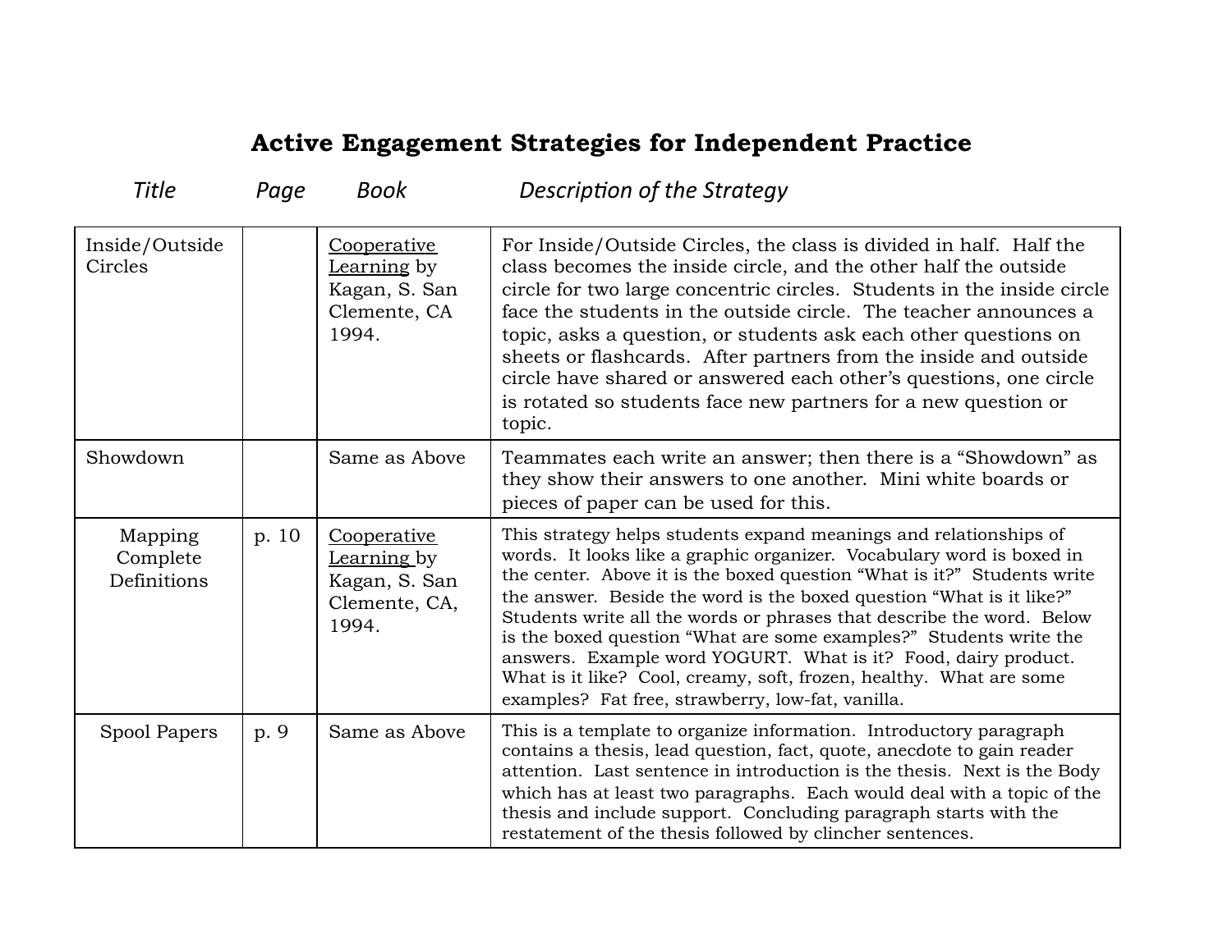# Active Engagement Strategies for Independent Practice

| *Title* | *Page* | *Book* | *Description of the Strategy* |
|---|---|---|---|
| Inside/Outside Circles | | Cooperative Learning by Kagan, S. San Clemente, CA 1994. | For Inside/Outside Circles, the class is divided in half. Half the class becomes the inside circle, and the other half the outside circle for two large concentric circles. Students in the inside circle face the students in the outside circle. The teacher announces a topic, asks a question, or students ask each other questions on sheets or flashcards. After partners from the inside and outside circle have shared or answered each other's questions, one circle is rotated so students face new partners for a new question or topic. |
| Showdown | | Same as Above | Teammates each write an answer; then there is a "Showdown" as they show their answers to one another. Mini white boards or pieces of paper can be used for this. |
| Mapping Complete Definitions | p. 10 | Cooperative Learning by Kagan, S. San Clemente, CA, 1994. | This strategy helps students expand meanings and relationships of words. It looks like a graphic organizer. Vocabulary word is boxed in the center. Above it is the boxed question "What is it?" Students write the answer. Beside the word is the boxed question "What is it like?" Students write all the words or phrases that describe the word. Below is the boxed question "What are some examples?" Students write the answers. Example word YOGURT. What is it? Food, dairy product. What is it like? Cool, creamy, soft, frozen, healthy. What are some examples? Fat free, strawberry, low-fat, vanilla. |
| Spool Papers | p. 9 | Same as Above | This is a template to organize information. Introductory paragraph contains a thesis, lead question, fact, quote, anecdote to gain reader attention. Last sentence in introduction is the thesis. Next is the Body which has at least two paragraphs. Each would deal with a topic of the thesis and include support. Concluding paragraph starts with the restatement of the thesis followed by clincher sentences. |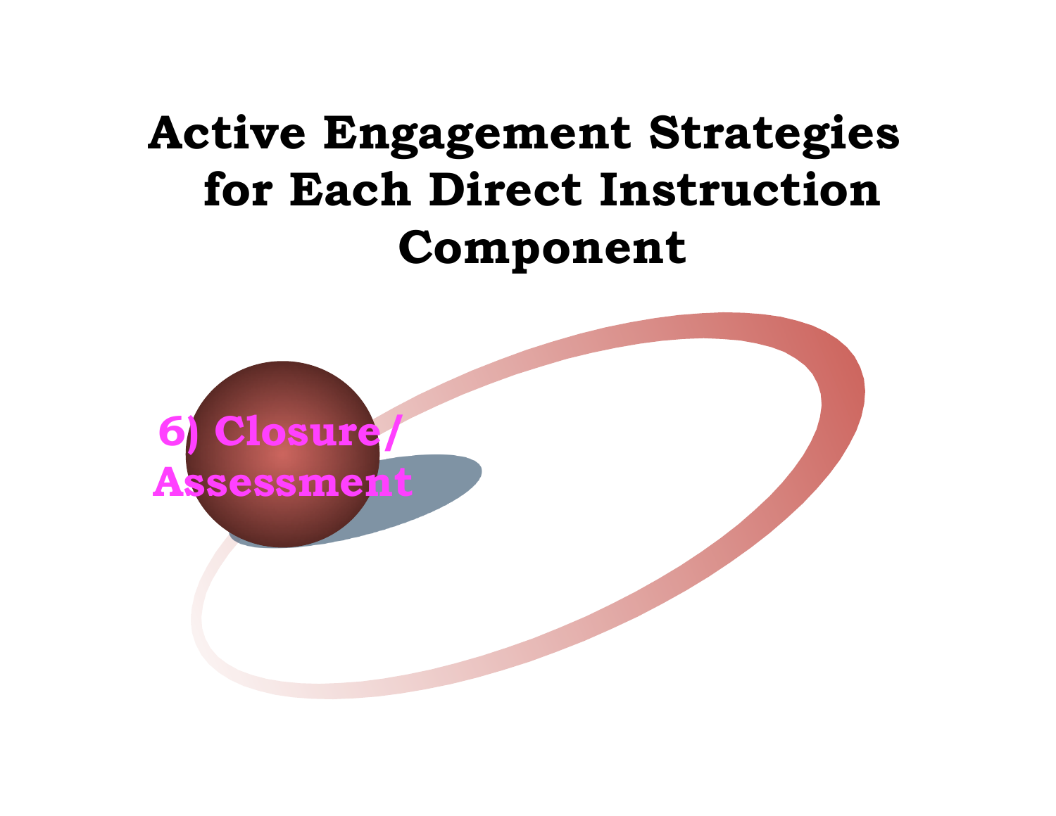# Active Engagement Strategies for Each Direct Instruction Component

6) Closure/ Assessment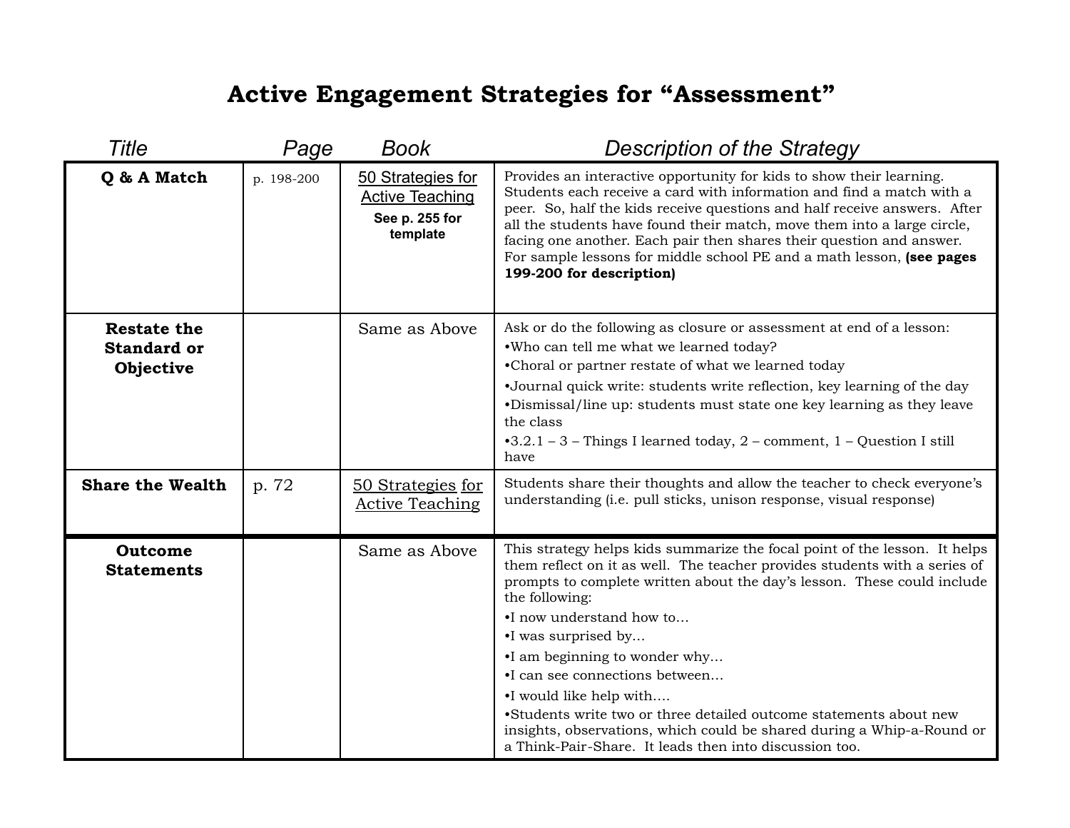# Active Engagement Strategies for "Assessment"

| Title | Page | Book | Description of the Strategy |
|---|---|---|---|
| **Q & A Match** | p. 198-200 | 50 Strategies for Active Teaching **See p. 255 for template** | Provides an interactive opportunity for kids to show their learning. Students each receive a card with information and find a match with a peer. So, half the kids receive questions and half receive answers. After all the students have found their match, move them into a large circle, facing one another. Each pair then shares their question and answer. For sample lessons for middle school PE and a math lesson, **(see pages 199-200 for description)** |
| **Restate the Standard or Objective** | | Same as Above | Ask or do the following as closure or assessment at end of a lesson:<br>•Who can tell me what we learned today?<br>•Choral or partner restate of what we learned today<br>•Journal quick write: students write reflection, key learning of the day<br>•Dismissal/line up: students must state one key learning as they leave the class<br>•3.2.1 – 3 – Things I learned today, 2 – comment, 1 – Question I still have |
| **Share the Wealth** | p. 72 | 50 Strategies for Active Teaching | Students share their thoughts and allow the teacher to check everyone's understanding (i.e. pull sticks, unison response, visual response) |
| **Outcome Statements** | | Same as Above | This strategy helps kids summarize the focal point of the lesson. It helps them reflect on it as well. The teacher provides students with a series of prompts to complete written about the day's lesson. These could include the following:<br>•I now understand how to…<br>•I was surprised by…<br>•I am beginning to wonder why…<br>•I can see connections between…<br>•I would like help with….<br>•Students write two or three detailed outcome statements about new insights, observations, which could be shared during a Whip-a-Round or a Think-Pair-Share. It leads then into discussion too. |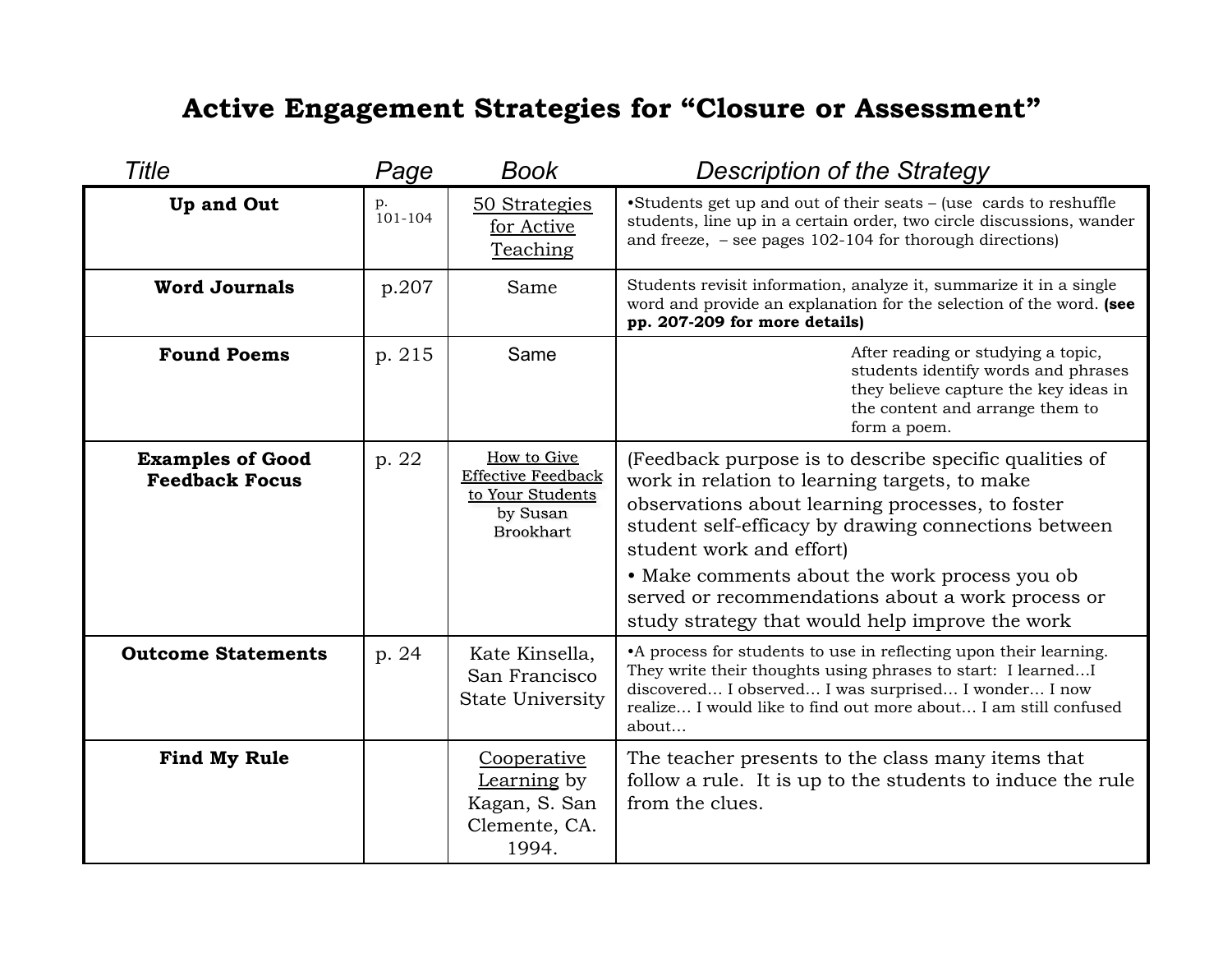# Active Engagement Strategies for "Closure or Assessment"

| Title | Page | Book | Description of the Strategy |
|---|---|---|---|
| **Up and Out** | p. 101-104 | 50 Strategies for Active Teaching | •Students get up and out of their seats – (use cards to reshuffle students, line up in a certain order, two circle discussions, wander and freeze, – see pages 102-104 for thorough directions) |
| **Word Journals** | p.207 | Same | Students revisit information, analyze it, summarize it in a single word and provide an explanation for the selection of the word. **(see pp. 207-209 for more details)** |
| **Found Poems** | p. 215 | Same | After reading or studying a topic, students identify words and phrases they believe capture the key ideas in the content and arrange them to form a poem. |
| **Examples of Good Feedback Focus** | p. 22 | How to Give Effective Feedback to Your Students by Susan Brookhart | (Feedback purpose is to describe specific qualities of work in relation to learning targets, to make observations about learning processes, to foster student self-efficacy by drawing connections between student work and effort)<br>• Make comments about the work process you ob served or recommendations about a work process or study strategy that would help improve the work |
| **Outcome Statements** | p. 24 | Kate Kinsella, San Francisco State University | •A process for students to use in reflecting upon their learning. They write their thoughts using phrases to start: I learned…I discovered… I observed… I was surprised… I wonder… I now realize… I would like to find out more about… I am still confused about… |
| **Find My Rule** | | Cooperative Learning by Kagan, S. San Clemente, CA. 1994. | The teacher presents to the class many items that follow a rule. It is up to the students to induce the rule from the clues. |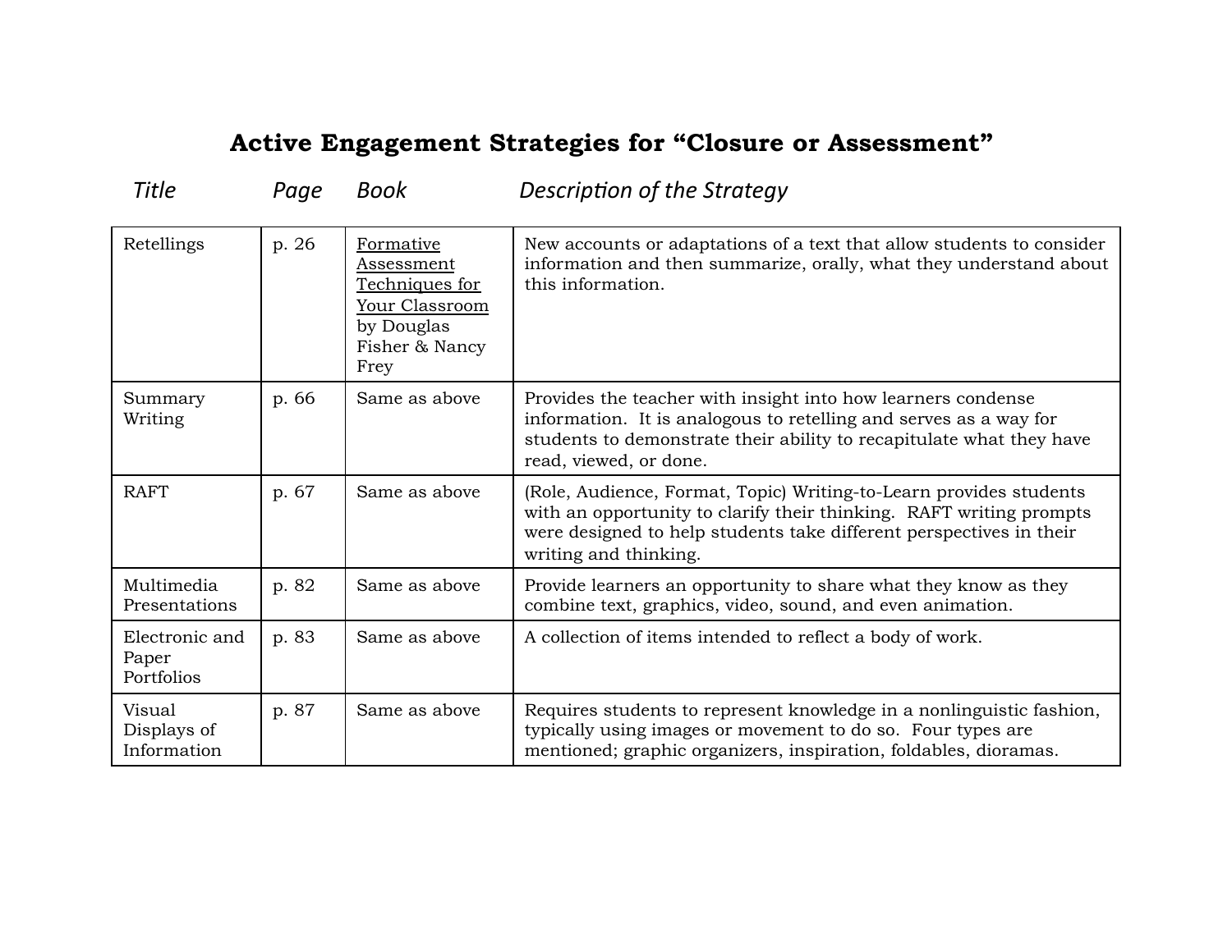# Active Engagement Strategies for "Closure or Assessment"

| *Title* | *Page* | *Book* | *Description of the Strategy* |
|---|---|---|---|
| Retellings | p. 26 | <u>Formative Assessment Techniques for Your Classroom</u> by Douglas Fisher & Nancy Frey | New accounts or adaptations of a text that allow students to consider information and then summarize, orally, what they understand about this information. |
| Summary Writing | p. 66 | Same as above | Provides the teacher with insight into how learners condense information. It is analogous to retelling and serves as a way for students to demonstrate their ability to recapitulate what they have read, viewed, or done. |
| RAFT | p. 67 | Same as above | (Role, Audience, Format, Topic) Writing-to-Learn provides students with an opportunity to clarify their thinking. RAFT writing prompts were designed to help students take different perspectives in their writing and thinking. |
| Multimedia Presentations | p. 82 | Same as above | Provide learners an opportunity to share what they know as they combine text, graphics, video, sound, and even animation. |
| Electronic and Paper Portfolios | p. 83 | Same as above | A collection of items intended to reflect a body of work. |
| Visual Displays of Information | p. 87 | Same as above | Requires students to represent knowledge in a nonlinguistic fashion, typically using images or movement to do so. Four types are mentioned; graphic organizers, inspiration, foldables, dioramas. |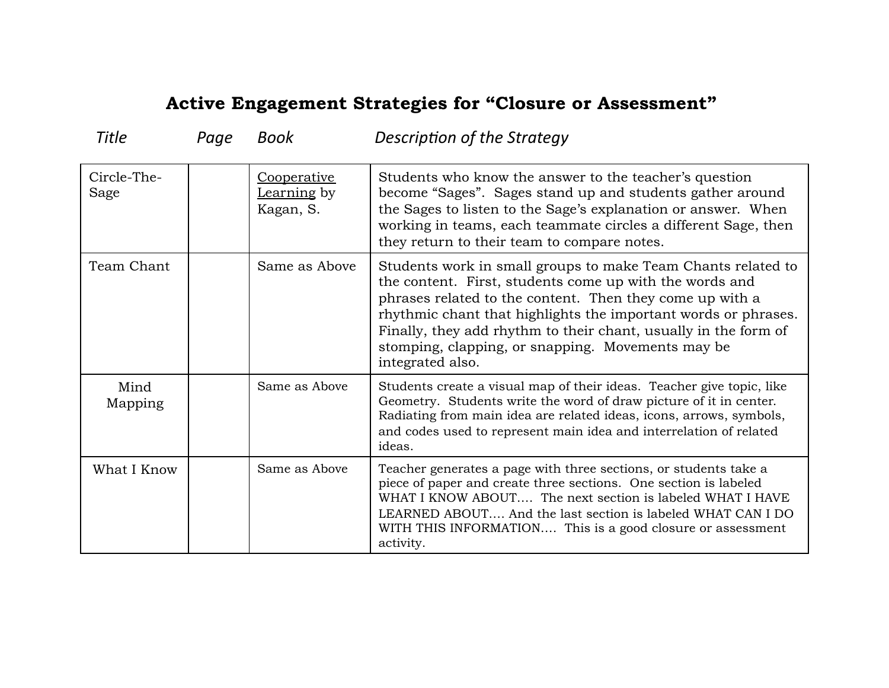# Active Engagement Strategies for "Closure or Assessment"

| *Title* | *Page* | *Book* | *Description of the Strategy* |
|---|---|---|---|
| Circle-The-Sage | | Cooperative Learning by Kagan, S. | Students who know the answer to the teacher's question become "Sages". Sages stand up and students gather around the Sages to listen to the Sage's explanation or answer. When working in teams, each teammate circles a different Sage, then they return to their team to compare notes. |
| Team Chant | | Same as Above | Students work in small groups to make Team Chants related to the content. First, students come up with the words and phrases related to the content. Then they come up with a rhythmic chant that highlights the important words or phrases. Finally, they add rhythm to their chant, usually in the form of stomping, clapping, or snapping. Movements may be integrated also. |
| Mind Mapping | | Same as Above | Students create a visual map of their ideas. Teacher give topic, like Geometry. Students write the word of draw picture of it in center. Radiating from main idea are related ideas, icons, arrows, symbols, and codes used to represent main idea and interrelation of related ideas. |
| What I Know | | Same as Above | Teacher generates a page with three sections, or students take a piece of paper and create three sections. One section is labeled WHAT I KNOW ABOUT…. The next section is labeled WHAT I HAVE LEARNED ABOUT…. And the last section is labeled WHAT CAN I DO WITH THIS INFORMATION…. This is a good closure or assessment activity. |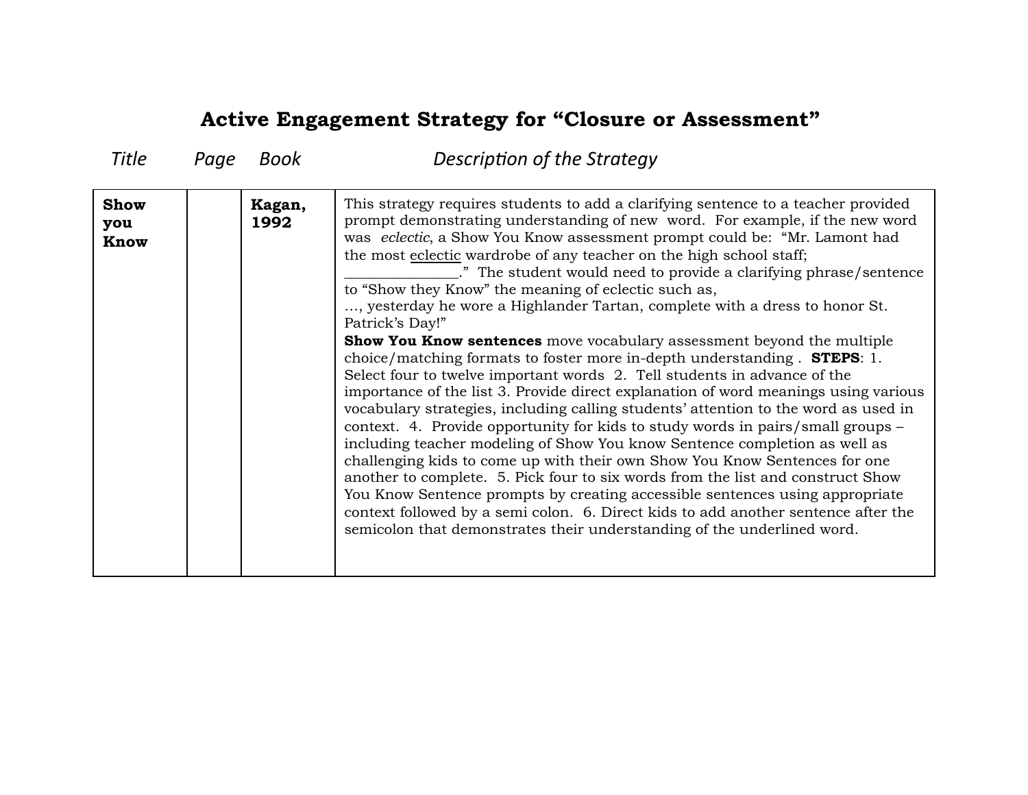# Active Engagement Strategy for "Closure or Assessment"

| Title | Page | Book | Description of the Strategy |
|---|---|---|---|
| **Show you Know** | | **Kagan, 1992** | This strategy requires students to add a clarifying sentence to a teacher provided prompt demonstrating understanding of new word. For example, if the new word was *eclectic*, a Show You Know assessment prompt could be: "Mr. Lamont had the most eclectic wardrobe of any teacher on the high school staff; _______________." The student would need to provide a clarifying phrase/sentence to "Show they Know" the meaning of eclectic such as, …, yesterday he wore a Highlander Tartan, complete with a dress to honor St. Patrick's Day!" **Show You Know sentences** move vocabulary assessment beyond the multiple choice/matching formats to foster more in-depth understanding . **STEPS**: 1. Select four to twelve important words 2. Tell students in advance of the importance of the list 3. Provide direct explanation of word meanings using various vocabulary strategies, including calling students' attention to the word as used in context. 4. Provide opportunity for kids to study words in pairs/small groups – including teacher modeling of Show You know Sentence completion as well as challenging kids to come up with their own Show You Know Sentences for one another to complete. 5. Pick four to six words from the list and construct Show You Know Sentence prompts by creating accessible sentences using appropriate context followed by a semi colon. 6. Direct kids to add another sentence after the semicolon that demonstrates their understanding of the underlined word. |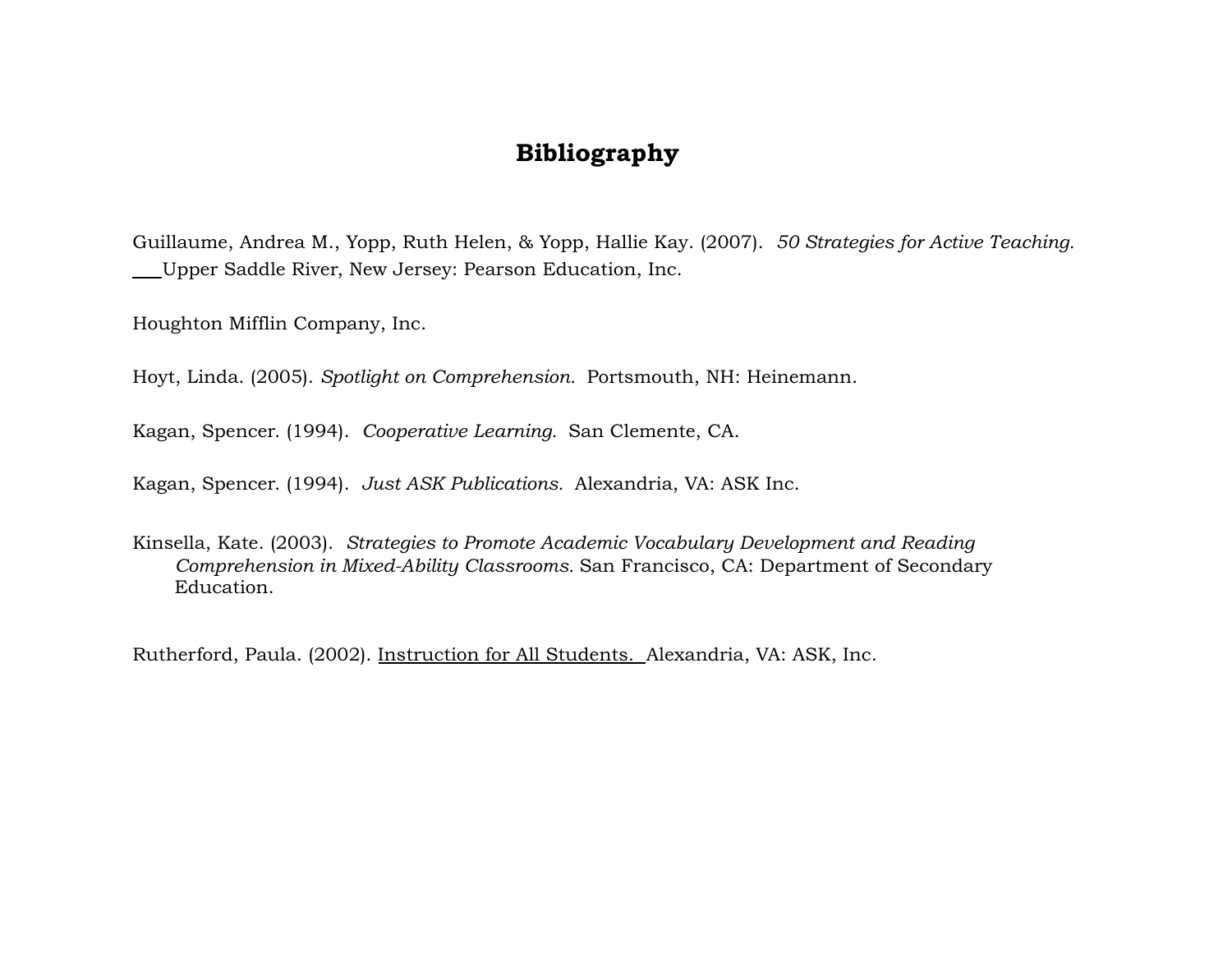# Bibliography

Guillaume, Andrea M., Yopp, Ruth Helen, & Yopp, Hallie Kay. (2007). *50 Strategies for Active Teaching.* Upper Saddle River, New Jersey: Pearson Education, Inc.

Houghton Mifflin Company, Inc.

Hoyt, Linda. (2005). *Spotlight on Comprehension.* Portsmouth, NH: Heinemann.

Kagan, Spencer. (1994). *Cooperative Learning.* San Clemente, CA.

Kagan, Spencer. (1994). *Just ASK Publications.* Alexandria, VA: ASK Inc.

Kinsella, Kate. (2003). *Strategies to Promote Academic Vocabulary Development and Reading Comprehension in Mixed-Ability Classrooms.* San Francisco, CA: Department of Secondary Education.

Rutherford, Paula. (2002). Instruction for All Students. Alexandria, VA: ASK, Inc.